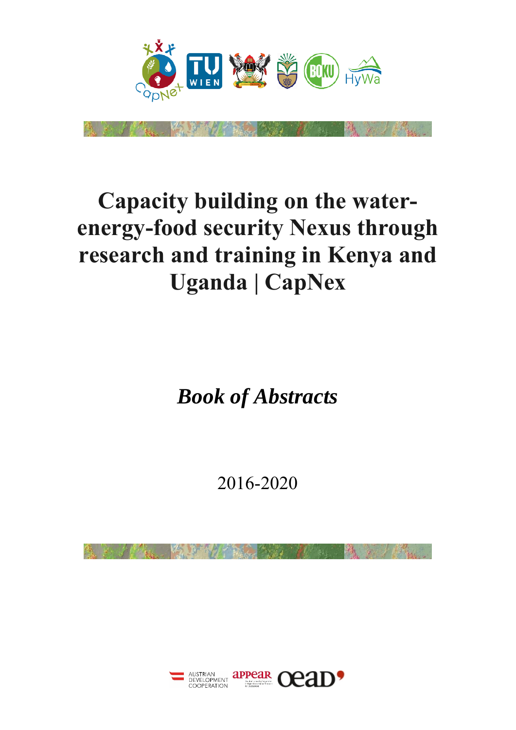# Capacity building on the water-energy-food security Nexus through research and training in Kenya and Uganda | CapNex

## *Book of Abstracts*

2016-2020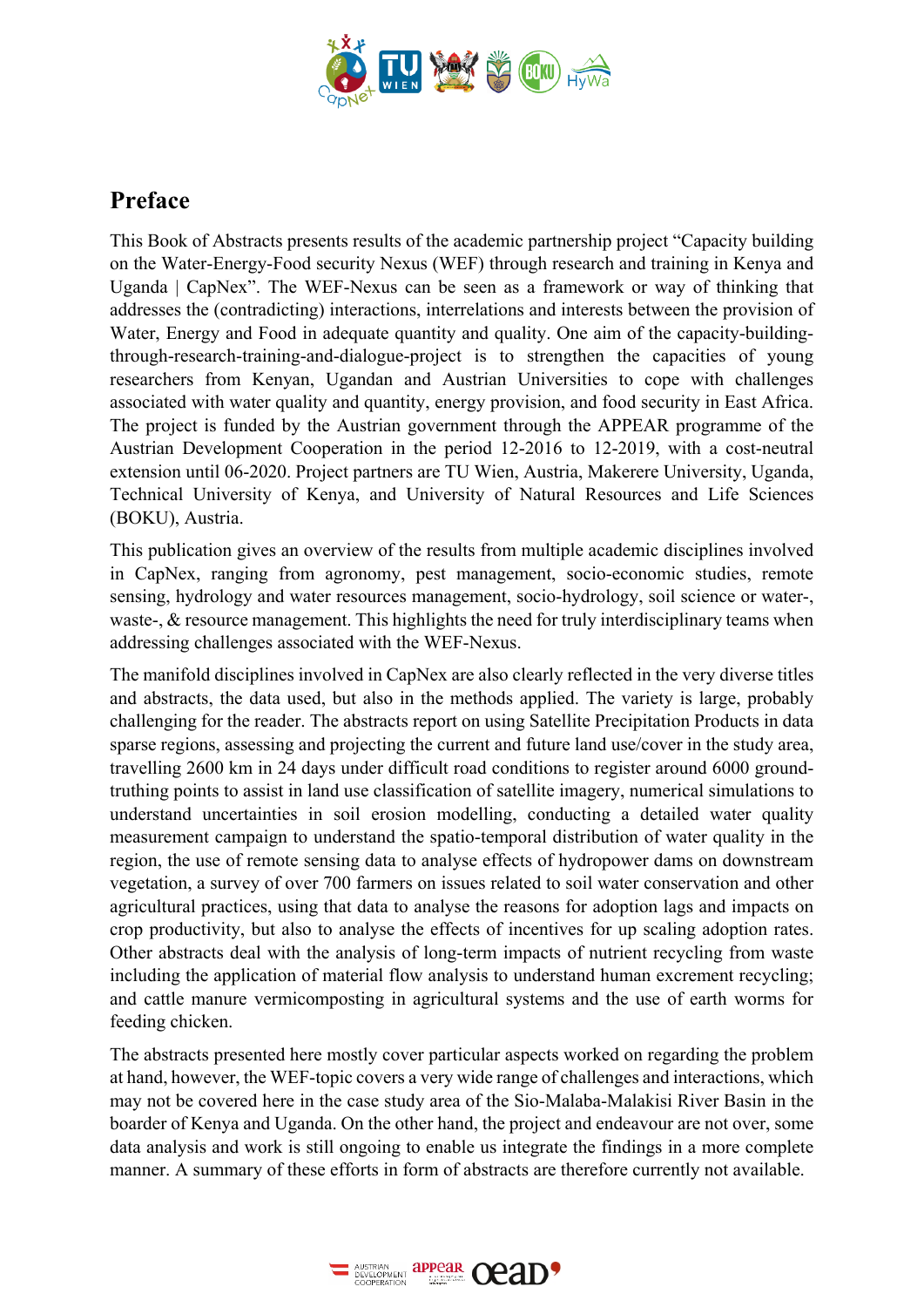# Preface

This Book of Abstracts presents results of the academic partnership project "Capacity building on the Water-Energy-Food security Nexus (WEF) through research and training in Kenya and Uganda | CapNex". The WEF-Nexus can be seen as a framework or way of thinking that addresses the (contradicting) interactions, interrelations and interests between the provision of Water, Energy and Food in adequate quantity and quality. One aim of the capacity-building-through-research-training-and-dialogue-project is to strengthen the capacities of young researchers from Kenyan, Ugandan and Austrian Universities to cope with challenges associated with water quality and quantity, energy provision, and food security in East Africa. The project is funded by the Austrian government through the APPEAR programme of the Austrian Development Cooperation in the period 12-2016 to 12-2019, with a cost-neutral extension until 06-2020. Project partners are TU Wien, Austria, Makerere University, Uganda, Technical University of Kenya, and University of Natural Resources and Life Sciences (BOKU), Austria.

This publication gives an overview of the results from multiple academic disciplines involved in CapNex, ranging from agronomy, pest management, socio-economic studies, remote sensing, hydrology and water resources management, socio-hydrology, soil science or water-, waste-, & resource management. This highlights the need for truly interdisciplinary teams when addressing challenges associated with the WEF-Nexus.

The manifold disciplines involved in CapNex are also clearly reflected in the very diverse titles and abstracts, the data used, but also in the methods applied. The variety is large, probably challenging for the reader. The abstracts report on using Satellite Precipitation Products in data sparse regions, assessing and projecting the current and future land use/cover in the study area, travelling 2600 km in 24 days under difficult road conditions to register around 6000 ground-truthing points to assist in land use classification of satellite imagery, numerical simulations to understand uncertainties in soil erosion modelling, conducting a detailed water quality measurement campaign to understand the spatio-temporal distribution of water quality in the region, the use of remote sensing data to analyse effects of hydropower dams on downstream vegetation, a survey of over 700 farmers on issues related to soil water conservation and other agricultural practices, using that data to analyse the reasons for adoption lags and impacts on crop productivity, but also to analyse the effects of incentives for up scaling adoption rates. Other abstracts deal with the analysis of long-term impacts of nutrient recycling from waste including the application of material flow analysis to understand human excrement recycling; and cattle manure vermicomposting in agricultural systems and the use of earth worms for feeding chicken.

The abstracts presented here mostly cover particular aspects worked on regarding the problem at hand, however, the WEF-topic covers a very wide range of challenges and interactions, which may not be covered here in the case study area of the Sio-Malaba-Malakisi River Basin in the boarder of Kenya and Uganda. On the other hand, the project and endeavour are not over, some data analysis and work is still ongoing to enable us integrate the findings in a more complete manner. A summary of these efforts in form of abstracts are therefore currently not available.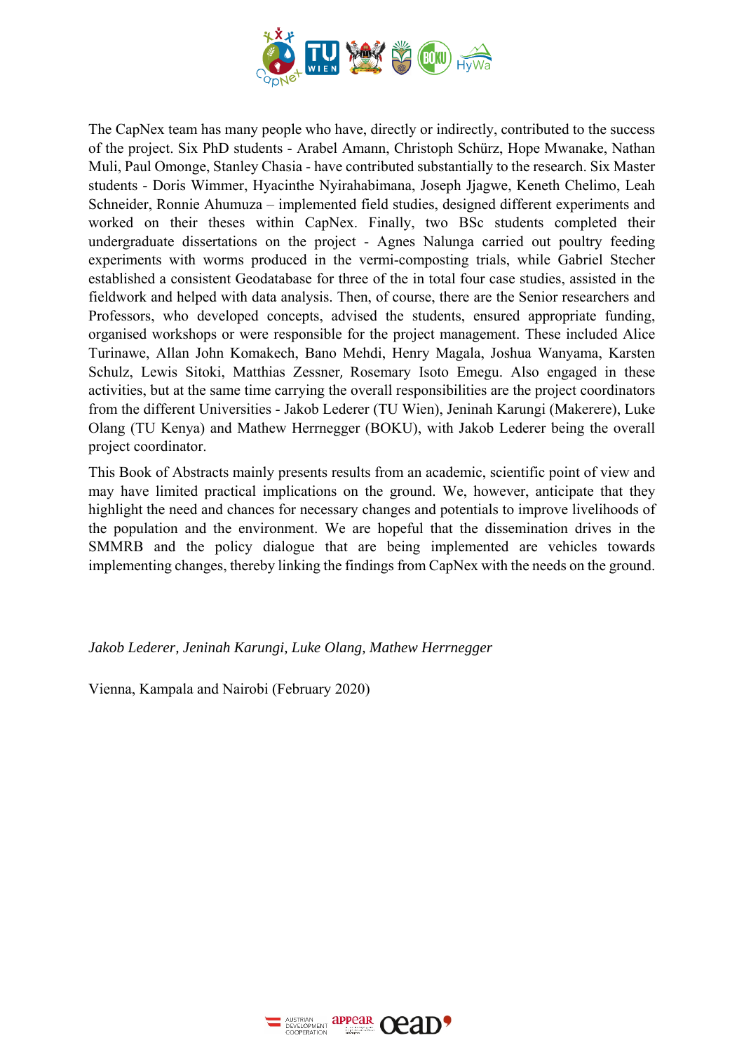The CapNex team has many people who have, directly or indirectly, contributed to the success of the project. Six PhD students - Arabel Amann, Christoph Schürz, Hope Mwanake, Nathan Muli, Paul Omonge, Stanley Chasia - have contributed substantially to the research. Six Master students - Doris Wimmer, Hyacinthe Nyirahabimana, Joseph Jjagwe, Keneth Chelimo, Leah Schneider, Ronnie Ahumuza – implemented field studies, designed different experiments and worked on their theses within CapNex. Finally, two BSc students completed their undergraduate dissertations on the project - Agnes Nalunga carried out poultry feeding experiments with worms produced in the vermi-composting trials, while Gabriel Stecher established a consistent Geodatabase for three of the in total four case studies, assisted in the fieldwork and helped with data analysis. Then, of course, there are the Senior researchers and Professors, who developed concepts, advised the students, ensured appropriate funding, organised workshops or were responsible for the project management. These included Alice Turinawe, Allan John Komakech, Bano Mehdi, Henry Magala, Joshua Wanyama, Karsten Schulz, Lewis Sitoki, Matthias Zessner, Rosemary Isoto Emegu. Also engaged in these activities, but at the same time carrying the overall responsibilities are the project coordinators from the different Universities - Jakob Lederer (TU Wien), Jeninah Karungi (Makerere), Luke Olang (TU Kenya) and Mathew Herrnegger (BOKU), with Jakob Lederer being the overall project coordinator.

This Book of Abstracts mainly presents results from an academic, scientific point of view and may have limited practical implications on the ground. We, however, anticipate that they highlight the need and chances for necessary changes and potentials to improve livelihoods of the population and the environment. We are hopeful that the dissemination drives in the SMMRB and the policy dialogue that are being implemented are vehicles towards implementing changes, thereby linking the findings from CapNex with the needs on the ground.

*Jakob Lederer, Jeninah Karungi, Luke Olang, Mathew Herrnegger*

Vienna, Kampala and Nairobi (February 2020)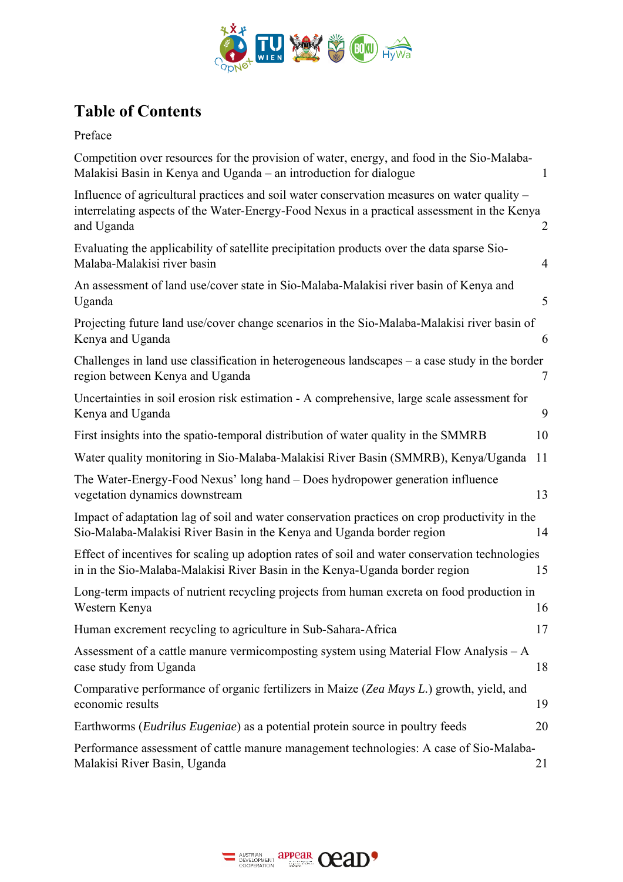# Table of Contents

| | |
|---|---|
| Preface | |
| Competition over resources for the provision of water, energy, and food in the Sio-Malaba-Malakisi Basin in Kenya and Uganda – an introduction for dialogue | 1 |
| Influence of agricultural practices and soil water conservation measures on water quality – interrelating aspects of the Water-Energy-Food Nexus in a practical assessment in the Kenya and Uganda | 2 |
| Evaluating the applicability of satellite precipitation products over the data sparse Sio-Malaba-Malakisi river basin | 4 |
| An assessment of land use/cover state in Sio-Malaba-Malakisi river basin of Kenya and Uganda | 5 |
| Projecting future land use/cover change scenarios in the Sio-Malaba-Malakisi river basin of Kenya and Uganda | 6 |
| Challenges in land use classification in heterogeneous landscapes – a case study in the border region between Kenya and Uganda | 7 |
| Uncertainties in soil erosion risk estimation - A comprehensive, large scale assessment for Kenya and Uganda | 9 |
| First insights into the spatio-temporal distribution of water quality in the SMMRB | 10 |
| Water quality monitoring in Sio-Malaba-Malakisi River Basin (SMMRB), Kenya/Uganda | 11 |
| The Water-Energy-Food Nexus' long hand – Does hydropower generation influence vegetation dynamics downstream | 13 |
| Impact of adaptation lag of soil and water conservation practices on crop productivity in the Sio-Malaba-Malakisi River Basin in the Kenya and Uganda border region | 14 |
| Effect of incentives for scaling up adoption rates of soil and water conservation technologies in in the Sio-Malaba-Malakisi River Basin in the Kenya-Uganda border region | 15 |
| Long-term impacts of nutrient recycling projects from human excreta on food production in Western Kenya | 16 |
| Human excrement recycling to agriculture in Sub-Sahara-Africa | 17 |
| Assessment of a cattle manure vermicomposting system using Material Flow Analysis – A case study from Uganda | 18 |
| Comparative performance of organic fertilizers in Maize (*Zea Mays L.*) growth, yield, and economic results | 19 |
| Earthworms (*Eudrilus Eugeniae*) as a potential protein source in poultry feeds | 20 |
| Performance assessment of cattle manure management technologies: A case of Sio-Malaba-Malakisi River Basin, Uganda | 21 |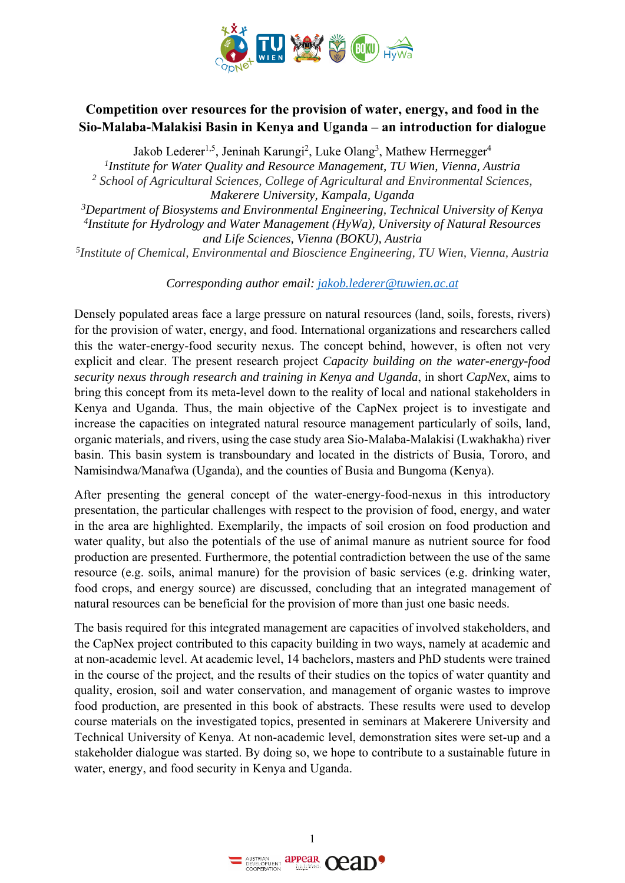# Competition over resources for the provision of water, energy, and food in the Sio-Malaba-Malakisi Basin in Kenya and Uganda – an introduction for dialogue

Jakob Lederer[1,5], Jeninah Karungi[2], Luke Olang[3], Mathew Herrnegger[4]

[1]*Institute for Water Quality and Resource Management, TU Wien, Vienna, Austria*

[2] *School of Agricultural Sciences, College of Agricultural and Environmental Sciences, Makerere University, Kampala, Uganda*

[3]*Department of Biosystems and Environmental Engineering, Technical University of Kenya*

[4]*Institute for Hydrology and Water Management (HyWa), University of Natural Resources and Life Sciences, Vienna (BOKU), Austria*

[5]*Institute of Chemical, Environmental and Bioscience Engineering, TU Wien, Vienna, Austria*

*Corresponding author email: jakob.lederer@tuwien.ac.at*

Densely populated areas face a large pressure on natural resources (land, soils, forests, rivers) for the provision of water, energy, and food. International organizations and researchers called this the water-energy-food security nexus. The concept behind, however, is often not very explicit and clear. The present research project *Capacity building on the water-energy-food security nexus through research and training in Kenya and Uganda*, in short *CapNex*, aims to bring this concept from its meta-level down to the reality of local and national stakeholders in Kenya and Uganda. Thus, the main objective of the CapNex project is to investigate and increase the capacities on integrated natural resource management particularly of soils, land, organic materials, and rivers, using the case study area Sio-Malaba-Malakisi (Lwakhakha) river basin. This basin system is transboundary and located in the districts of Busia, Tororo, and Namisindwa/Manafwa (Uganda), and the counties of Busia and Bungoma (Kenya).

After presenting the general concept of the water-energy-food-nexus in this introductory presentation, the particular challenges with respect to the provision of food, energy, and water in the area are highlighted. Exemplarily, the impacts of soil erosion on food production and water quality, but also the potentials of the use of animal manure as nutrient source for food production are presented. Furthermore, the potential contradiction between the use of the same resource (e.g. soils, animal manure) for the provision of basic services (e.g. drinking water, food crops, and energy source) are discussed, concluding that an integrated management of natural resources can be beneficial for the provision of more than just one basic needs.

The basis required for this integrated management are capacities of involved stakeholders, and the CapNex project contributed to this capacity building in two ways, namely at academic and at non-academic level. At academic level, 14 bachelors, masters and PhD students were trained in the course of the project, and the results of their studies on the topics of water quantity and quality, erosion, soil and water conservation, and management of organic wastes to improve food production, are presented in this book of abstracts. These results were used to develop course materials on the investigated topics, presented in seminars at Makerere University and Technical University of Kenya. At non-academic level, demonstration sites were set-up and a stakeholder dialogue was started. By doing so, we hope to contribute to a sustainable future in water, energy, and food security in Kenya and Uganda.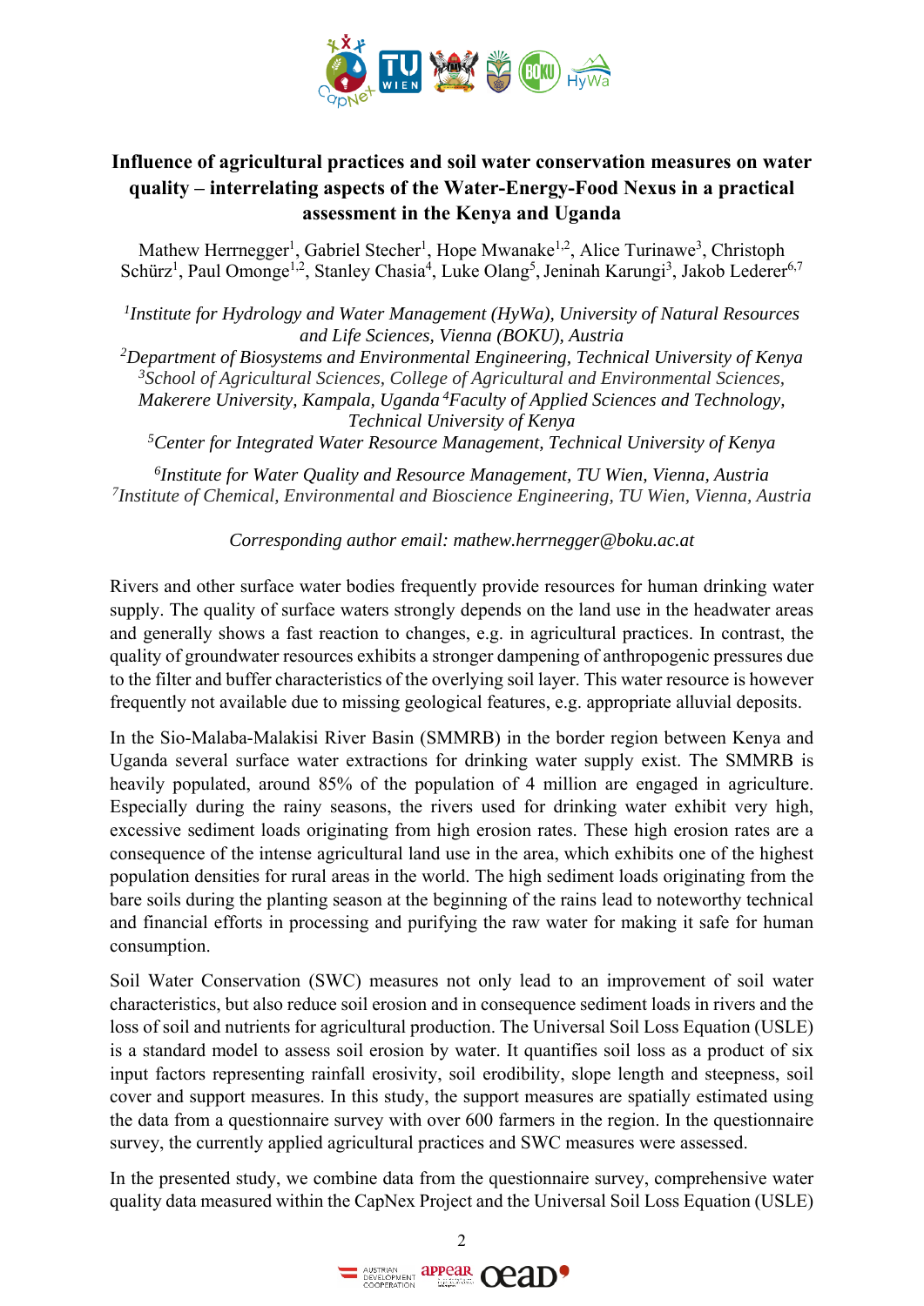# Influence of agricultural practices and soil water conservation measures on water quality – interrelating aspects of the Water-Energy-Food Nexus in a practical assessment in the Kenya and Uganda

Mathew Herrnegger[1], Gabriel Stecher[1], Hope Mwanake[1,2], Alice Turinawe[3], Christoph Schürz[1], Paul Omonge[1,2], Stanley Chasia[4], Luke Olang[5], Jeninah Karungi[3], Jakob Lederer[6,7]

*[1]Institute for Hydrology and Water Management (HyWa), University of Natural Resources and Life Sciences, Vienna (BOKU), Austria*
*[2]Department of Biosystems and Environmental Engineering, Technical University of Kenya*
*[3]School of Agricultural Sciences, College of Agricultural and Environmental Sciences, Makerere University, Kampala, Uganda [4]Faculty of Applied Sciences and Technology, Technical University of Kenya*
*[5]Center for Integrated Water Resource Management, Technical University of Kenya*

*[6]Institute for Water Quality and Resource Management, TU Wien, Vienna, Austria*
*[7]Institute of Chemical, Environmental and Bioscience Engineering, TU Wien, Vienna, Austria*

*Corresponding author email: mathew.herrnegger@boku.ac.at*

Rivers and other surface water bodies frequently provide resources for human drinking water supply. The quality of surface waters strongly depends on the land use in the headwater areas and generally shows a fast reaction to changes, e.g. in agricultural practices. In contrast, the quality of groundwater resources exhibits a stronger dampening of anthropogenic pressures due to the filter and buffer characteristics of the overlying soil layer. This water resource is however frequently not available due to missing geological features, e.g. appropriate alluvial deposits.

In the Sio-Malaba-Malakisi River Basin (SMMRB) in the border region between Kenya and Uganda several surface water extractions for drinking water supply exist. The SMMRB is heavily populated, around 85% of the population of 4 million are engaged in agriculture. Especially during the rainy seasons, the rivers used for drinking water exhibit very high, excessive sediment loads originating from high erosion rates. These high erosion rates are a consequence of the intense agricultural land use in the area, which exhibits one of the highest population densities for rural areas in the world. The high sediment loads originating from the bare soils during the planting season at the beginning of the rains lead to noteworthy technical and financial efforts in processing and purifying the raw water for making it safe for human consumption.

Soil Water Conservation (SWC) measures not only lead to an improvement of soil water characteristics, but also reduce soil erosion and in consequence sediment loads in rivers and the loss of soil and nutrients for agricultural production. The Universal Soil Loss Equation (USLE) is a standard model to assess soil erosion by water. It quantifies soil loss as a product of six input factors representing rainfall erosivity, soil erodibility, slope length and steepness, soil cover and support measures. In this study, the support measures are spatially estimated using the data from a questionnaire survey with over 600 farmers in the region. In the questionnaire survey, the currently applied agricultural practices and SWC measures were assessed.

In the presented study, we combine data from the questionnaire survey, comprehensive water quality data measured within the CapNex Project and the Universal Soil Loss Equation (USLE)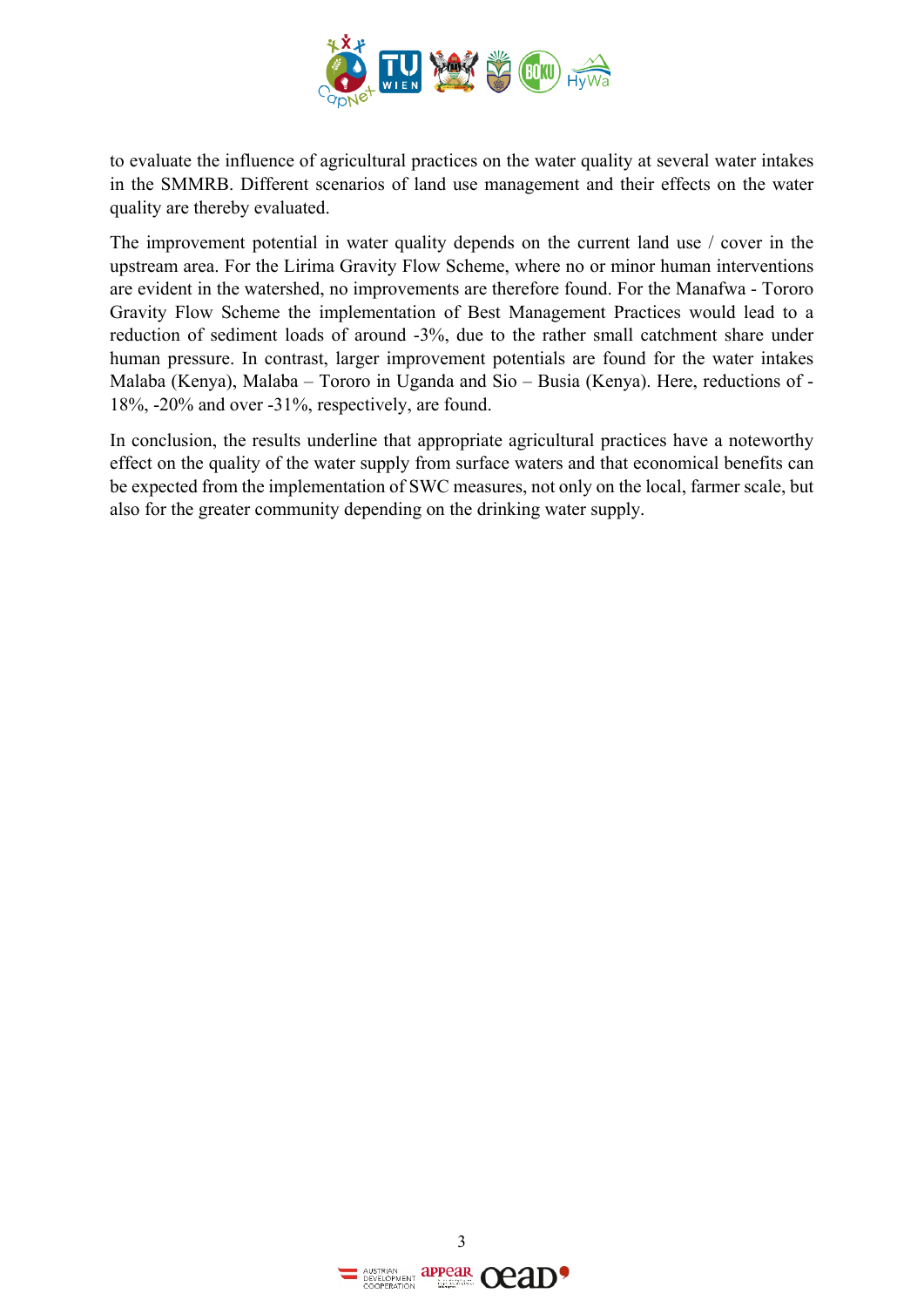to evaluate the influence of agricultural practices on the water quality at several water intakes in the SMMRB. Different scenarios of land use management and their effects on the water quality are thereby evaluated.

The improvement potential in water quality depends on the current land use / cover in the upstream area. For the Lirima Gravity Flow Scheme, where no or minor human interventions are evident in the watershed, no improvements are therefore found. For the Manafwa - Tororo Gravity Flow Scheme the implementation of Best Management Practices would lead to a reduction of sediment loads of around -3%, due to the rather small catchment share under human pressure. In contrast, larger improvement potentials are found for the water intakes Malaba (Kenya), Malaba – Tororo in Uganda and Sio – Busia (Kenya). Here, reductions of -18%, -20% and over -31%, respectively, are found.

In conclusion, the results underline that appropriate agricultural practices have a noteworthy effect on the quality of the water supply from surface waters and that economical benefits can be expected from the implementation of SWC measures, not only on the local, farmer scale, but also for the greater community depending on the drinking water supply.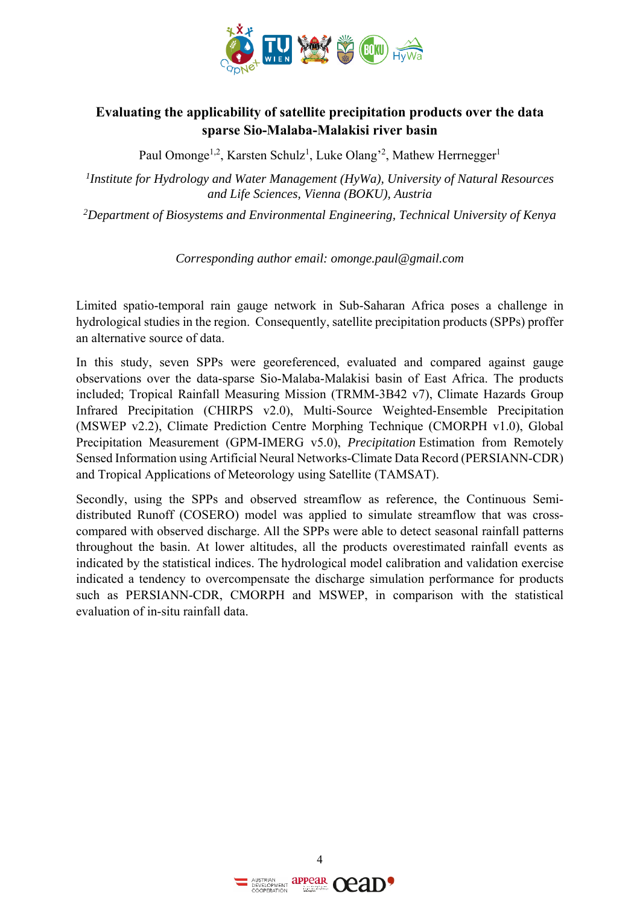## Evaluating the applicability of satellite precipitation products over the data sparse Sio-Malaba-Malakisi river basin

Paul Omonge[1,2], Karsten Schulz[1], Luke Olang'[2], Mathew Herrnegger[1]

[1]*Institute for Hydrology and Water Management (HyWa), University of Natural Resources and Life Sciences, Vienna (BOKU), Austria*

[2]*Department of Biosystems and Environmental Engineering, Technical University of Kenya*

*Corresponding author email: omonge.paul@gmail.com*

Limited spatio-temporal rain gauge network in Sub-Saharan Africa poses a challenge in hydrological studies in the region. Consequently, satellite precipitation products (SPPs) proffer an alternative source of data.

In this study, seven SPPs were georeferenced, evaluated and compared against gauge observations over the data-sparse Sio-Malaba-Malakisi basin of East Africa. The products included; Tropical Rainfall Measuring Mission (TRMM-3B42 v7), Climate Hazards Group Infrared Precipitation (CHIRPS v2.0), Multi-Source Weighted-Ensemble Precipitation (MSWEP v2.2), Climate Prediction Centre Morphing Technique (CMORPH v1.0), Global Precipitation Measurement (GPM-IMERG v5.0), *Precipitation* Estimation from Remotely Sensed Information using Artificial Neural Networks-Climate Data Record (PERSIANN-CDR) and Tropical Applications of Meteorology using Satellite (TAMSAT).

Secondly, using the SPPs and observed streamflow as reference, the Continuous Semi-distributed Runoff (COSERO) model was applied to simulate streamflow that was cross-compared with observed discharge. All the SPPs were able to detect seasonal rainfall patterns throughout the basin. At lower altitudes, all the products overestimated rainfall events as indicated by the statistical indices. The hydrological model calibration and validation exercise indicated a tendency to overcompensate the discharge simulation performance for products such as PERSIANN-CDR, CMORPH and MSWEP, in comparison with the statistical evaluation of in-situ rainfall data.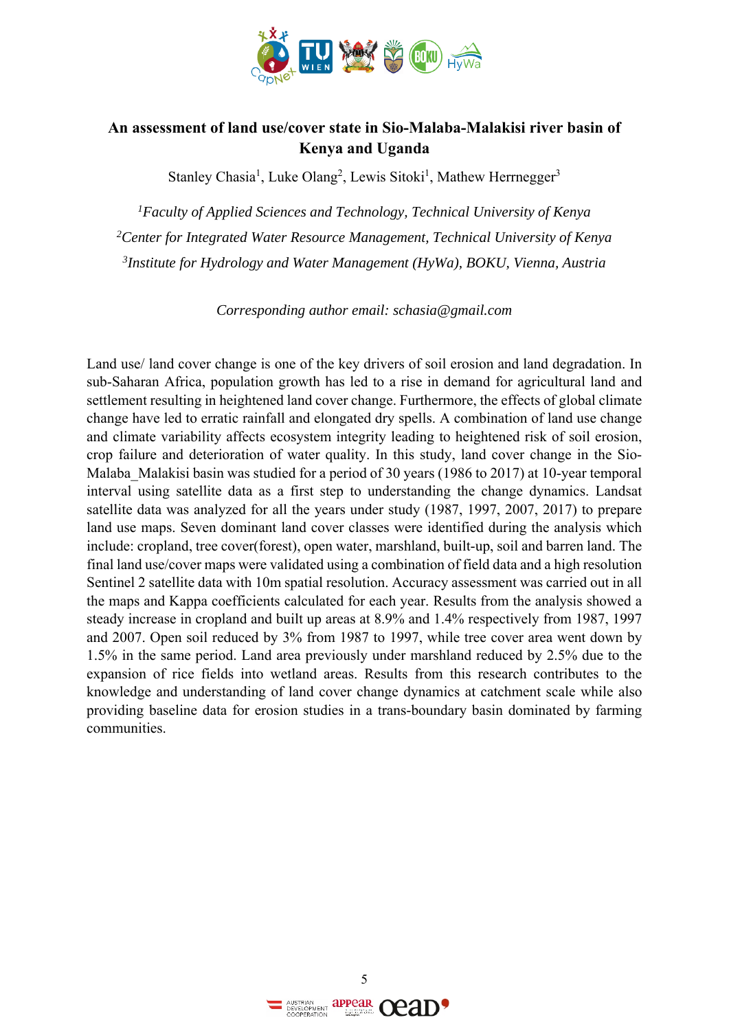# An assessment of land use/cover state in Sio-Malaba-Malakisi river basin of Kenya and Uganda

Stanley Chasia[1], Luke Olang[2], Lewis Sitoki[1], Mathew Herrnegger[3]

[1]*Faculty of Applied Sciences and Technology, Technical University of Kenya*

[2]*Center for Integrated Water Resource Management, Technical University of Kenya*

[3]*Institute for Hydrology and Water Management (HyWa), BOKU, Vienna, Austria*

*Corresponding author email: schasia@gmail.com*

Land use/ land cover change is one of the key drivers of soil erosion and land degradation. In sub-Saharan Africa, population growth has led to a rise in demand for agricultural land and settlement resulting in heightened land cover change. Furthermore, the effects of global climate change have led to erratic rainfall and elongated dry spells. A combination of land use change and climate variability affects ecosystem integrity leading to heightened risk of soil erosion, crop failure and deterioration of water quality. In this study, land cover change in the Sio-Malaba_Malakisi basin was studied for a period of 30 years (1986 to 2017) at 10-year temporal interval using satellite data as a first step to understanding the change dynamics. Landsat satellite data was analyzed for all the years under study (1987, 1997, 2007, 2017) to prepare land use maps. Seven dominant land cover classes were identified during the analysis which include: cropland, tree cover(forest), open water, marshland, built-up, soil and barren land. The final land use/cover maps were validated using a combination of field data and a high resolution Sentinel 2 satellite data with 10m spatial resolution. Accuracy assessment was carried out in all the maps and Kappa coefficients calculated for each year. Results from the analysis showed a steady increase in cropland and built up areas at 8.9% and 1.4% respectively from 1987, 1997 and 2007. Open soil reduced by 3% from 1987 to 1997, while tree cover area went down by 1.5% in the same period. Land area previously under marshland reduced by 2.5% due to the expansion of rice fields into wetland areas. Results from this research contributes to the knowledge and understanding of land cover change dynamics at catchment scale while also providing baseline data for erosion studies in a trans-boundary basin dominated by farming communities.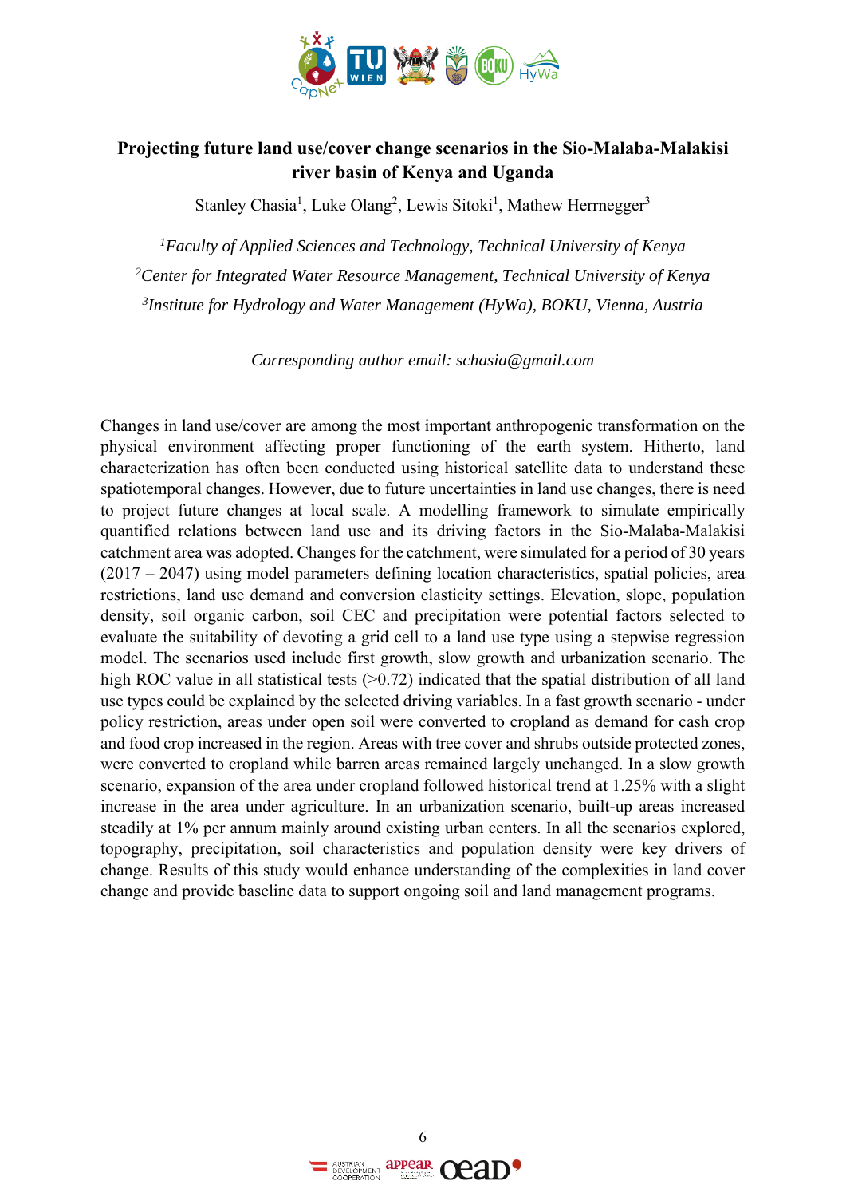## Projecting future land use/cover change scenarios in the Sio-Malaba-Malakisi river basin of Kenya and Uganda

Stanley Chasia[1], Luke Olang[2], Lewis Sitoki[1], Mathew Herrnegger[3]

[1]*Faculty of Applied Sciences and Technology, Technical University of Kenya*

[2]*Center for Integrated Water Resource Management, Technical University of Kenya*

[3]*Institute for Hydrology and Water Management (HyWa), BOKU, Vienna, Austria*

*Corresponding author email: schasia@gmail.com*

Changes in land use/cover are among the most important anthropogenic transformation on the physical environment affecting proper functioning of the earth system. Hitherto, land characterization has often been conducted using historical satellite data to understand these spatiotemporal changes. However, due to future uncertainties in land use changes, there is need to project future changes at local scale. A modelling framework to simulate empirically quantified relations between land use and its driving factors in the Sio-Malaba-Malakisi catchment area was adopted. Changes for the catchment, were simulated for a period of 30 years (2017 – 2047) using model parameters defining location characteristics, spatial policies, area restrictions, land use demand and conversion elasticity settings. Elevation, slope, population density, soil organic carbon, soil CEC and precipitation were potential factors selected to evaluate the suitability of devoting a grid cell to a land use type using a stepwise regression model. The scenarios used include first growth, slow growth and urbanization scenario. The high ROC value in all statistical tests (>0.72) indicated that the spatial distribution of all land use types could be explained by the selected driving variables. In a fast growth scenario - under policy restriction, areas under open soil were converted to cropland as demand for cash crop and food crop increased in the region. Areas with tree cover and shrubs outside protected zones, were converted to cropland while barren areas remained largely unchanged. In a slow growth scenario, expansion of the area under cropland followed historical trend at 1.25% with a slight increase in the area under agriculture. In an urbanization scenario, built-up areas increased steadily at 1% per annum mainly around existing urban centers. In all the scenarios explored, topography, precipitation, soil characteristics and population density were key drivers of change. Results of this study would enhance understanding of the complexities in land cover change and provide baseline data to support ongoing soil and land management programs.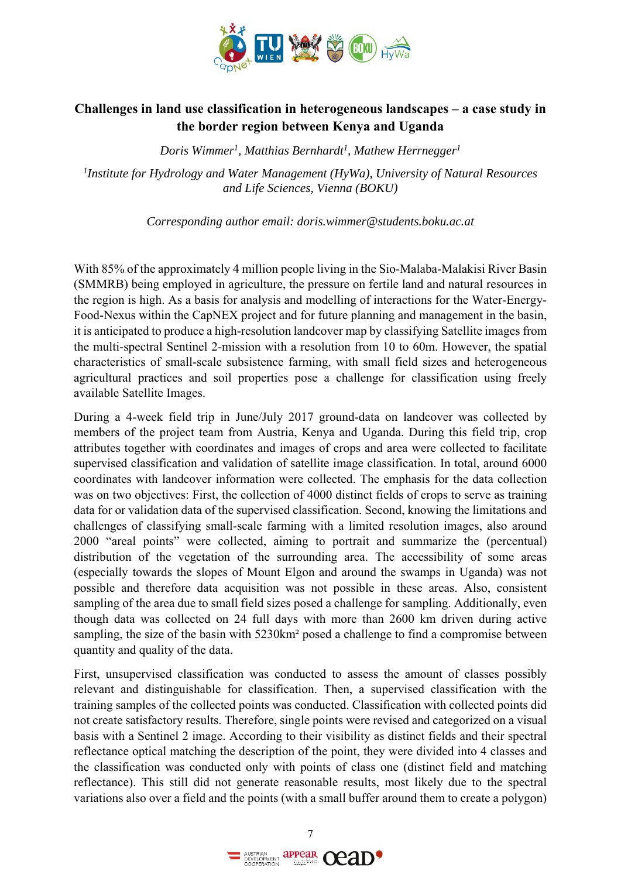## Challenges in land use classification in heterogeneous landscapes – a case study in the border region between Kenya and Uganda

*Doris Wimmer[1], Matthias Bernhardt[1], Mathew Herrnegger[1]*

*[1]Institute for Hydrology and Water Management (HyWa), University of Natural Resources and Life Sciences, Vienna (BOKU)*

*Corresponding author email: doris.wimmer@students.boku.ac.at*

With 85% of the approximately 4 million people living in the Sio-Malaba-Malakisi River Basin (SMMRB) being employed in agriculture, the pressure on fertile land and natural resources in the region is high. As a basis for analysis and modelling of interactions for the Water-Energy-Food-Nexus within the CapNEX project and for future planning and management in the basin, it is anticipated to produce a high-resolution landcover map by classifying Satellite images from the multi-spectral Sentinel 2-mission with a resolution from 10 to 60m. However, the spatial characteristics of small-scale subsistence farming, with small field sizes and heterogeneous agricultural practices and soil properties pose a challenge for classification using freely available Satellite Images.

During a 4-week field trip in June/July 2017 ground-data on landcover was collected by members of the project team from Austria, Kenya and Uganda. During this field trip, crop attributes together with coordinates and images of crops and area were collected to facilitate supervised classification and validation of satellite image classification. In total, around 6000 coordinates with landcover information were collected. The emphasis for the data collection was on two objectives: First, the collection of 4000 distinct fields of crops to serve as training data for or validation data of the supervised classification. Second, knowing the limitations and challenges of classifying small-scale farming with a limited resolution images, also around 2000 "areal points" were collected, aiming to portrait and summarize the (percentual) distribution of the vegetation of the surrounding area. The accessibility of some areas (especially towards the slopes of Mount Elgon and around the swamps in Uganda) was not possible and therefore data acquisition was not possible in these areas. Also, consistent sampling of the area due to small field sizes posed a challenge for sampling. Additionally, even though data was collected on 24 full days with more than 2600 km driven during active sampling, the size of the basin with 5230km² posed a challenge to find a compromise between quantity and quality of the data.

First, unsupervised classification was conducted to assess the amount of classes possibly relevant and distinguishable for classification. Then, a supervised classification with the training samples of the collected points was conducted. Classification with collected points did not create satisfactory results. Therefore, single points were revised and categorized on a visual basis with a Sentinel 2 image. According to their visibility as distinct fields and their spectral reflectance optical matching the description of the point, they were divided into 4 classes and the classification was conducted only with points of class one (distinct field and matching reflectance). This still did not generate reasonable results, most likely due to the spectral variations also over a field and the points (with a small buffer around them to create a polygon)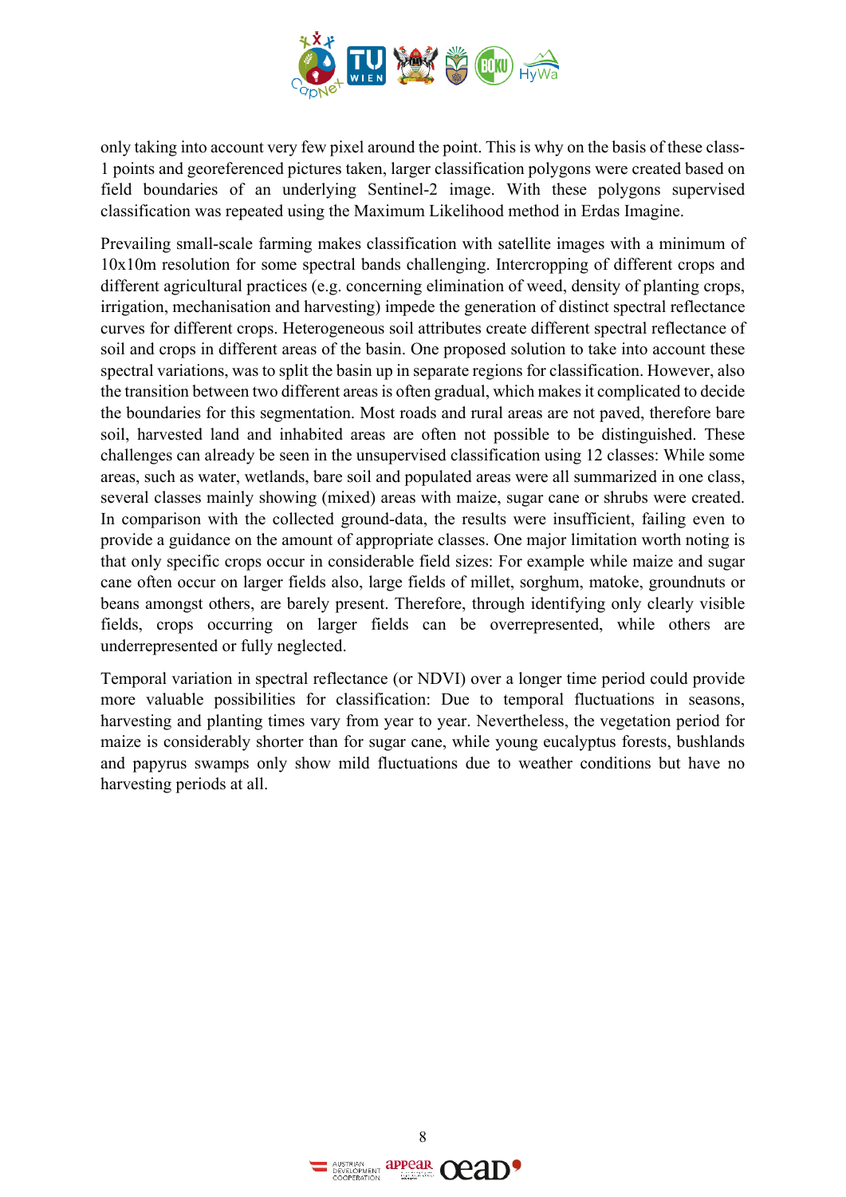only taking into account very few pixel around the point. This is why on the basis of these class-1 points and georeferenced pictures taken, larger classification polygons were created based on field boundaries of an underlying Sentinel-2 image. With these polygons supervised classification was repeated using the Maximum Likelihood method in Erdas Imagine.

Prevailing small-scale farming makes classification with satellite images with a minimum of 10x10m resolution for some spectral bands challenging. Intercropping of different crops and different agricultural practices (e.g. concerning elimination of weed, density of planting crops, irrigation, mechanisation and harvesting) impede the generation of distinct spectral reflectance curves for different crops. Heterogeneous soil attributes create different spectral reflectance of soil and crops in different areas of the basin. One proposed solution to take into account these spectral variations, was to split the basin up in separate regions for classification. However, also the transition between two different areas is often gradual, which makes it complicated to decide the boundaries for this segmentation. Most roads and rural areas are not paved, therefore bare soil, harvested land and inhabited areas are often not possible to be distinguished. These challenges can already be seen in the unsupervised classification using 12 classes: While some areas, such as water, wetlands, bare soil and populated areas were all summarized in one class, several classes mainly showing (mixed) areas with maize, sugar cane or shrubs were created. In comparison with the collected ground-data, the results were insufficient, failing even to provide a guidance on the amount of appropriate classes. One major limitation worth noting is that only specific crops occur in considerable field sizes: For example while maize and sugar cane often occur on larger fields also, large fields of millet, sorghum, matoke, groundnuts or beans amongst others, are barely present. Therefore, through identifying only clearly visible fields, crops occurring on larger fields can be overrepresented, while others are underrepresented or fully neglected.

Temporal variation in spectral reflectance (or NDVI) over a longer time period could provide more valuable possibilities for classification: Due to temporal fluctuations in seasons, harvesting and planting times vary from year to year. Nevertheless, the vegetation period for maize is considerably shorter than for sugar cane, while young eucalyptus forests, bushlands and papyrus swamps only show mild fluctuations due to weather conditions but have no harvesting periods at all.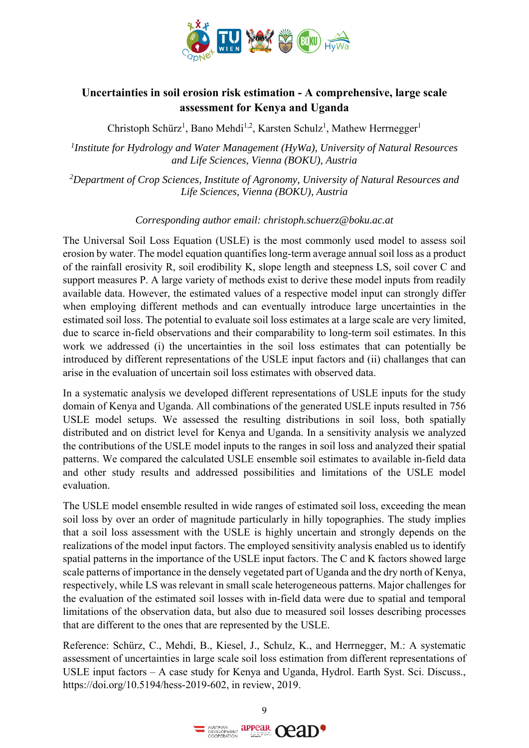## Uncertainties in soil erosion risk estimation - A comprehensive, large scale assessment for Kenya and Uganda

Christoph Schürz[1], Bano Mehdi[1,2], Karsten Schulz[1], Mathew Herrnegger[1]

[1]*Institute for Hydrology and Water Management (HyWa), University of Natural Resources and Life Sciences, Vienna (BOKU), Austria*

[2]*Department of Crop Sciences, Institute of Agronomy, University of Natural Resources and Life Sciences, Vienna (BOKU), Austria*

*Corresponding author email: christoph.schuerz@boku.ac.at*

The Universal Soil Loss Equation (USLE) is the most commonly used model to assess soil erosion by water. The model equation quantifies long-term average annual soil loss as a product of the rainfall erosivity R, soil erodibility K, slope length and steepness LS, soil cover C and support measures P. A large variety of methods exist to derive these model inputs from readily available data. However, the estimated values of a respective model input can strongly differ when employing different methods and can eventually introduce large uncertainties in the estimated soil loss. The potential to evaluate soil loss estimates at a large scale are very limited, due to scarce in-field observations and their comparability to long-term soil estimates. In this work we addressed (i) the uncertainties in the soil loss estimates that can potentially be introduced by different representations of the USLE input factors and (ii) challanges that can arise in the evaluation of uncertain soil loss estimates with observed data.

In a systematic analysis we developed different representations of USLE inputs for the study domain of Kenya and Uganda. All combinations of the generated USLE inputs resulted in 756 USLE model setups. We assessed the resulting distributions in soil loss, both spatially distributed and on district level for Kenya and Uganda. In a sensitivity analysis we analyzed the contributions of the USLE model inputs to the ranges in soil loss and analyzed their spatial patterns. We compared the calculated USLE ensemble soil estimates to available in-field data and other study results and addressed possibilities and limitations of the USLE model evaluation.

The USLE model ensemble resulted in wide ranges of estimated soil loss, exceeding the mean soil loss by over an order of magnitude particularly in hilly topographies. The study implies that a soil loss assessment with the USLE is highly uncertain and strongly depends on the realizations of the model input factors. The employed sensitivity analysis enabled us to identify spatial patterns in the importance of the USLE input factors. The C and K factors showed large scale patterns of importance in the densely vegetated part of Uganda and the dry north of Kenya, respectively, while LS was relevant in small scale heterogeneous patterns. Major challenges for the evaluation of the estimated soil losses with in-field data were due to spatial and temporal limitations of the observation data, but also due to measured soil losses describing processes that are different to the ones that are represented by the USLE.

Reference: Schürz, C., Mehdi, B., Kiesel, J., Schulz, K., and Herrnegger, M.: A systematic assessment of uncertainties in large scale soil loss estimation from different representations of USLE input factors – A case study for Kenya and Uganda, Hydrol. Earth Syst. Sci. Discuss., https://doi.org/10.5194/hess-2019-602, in review, 2019.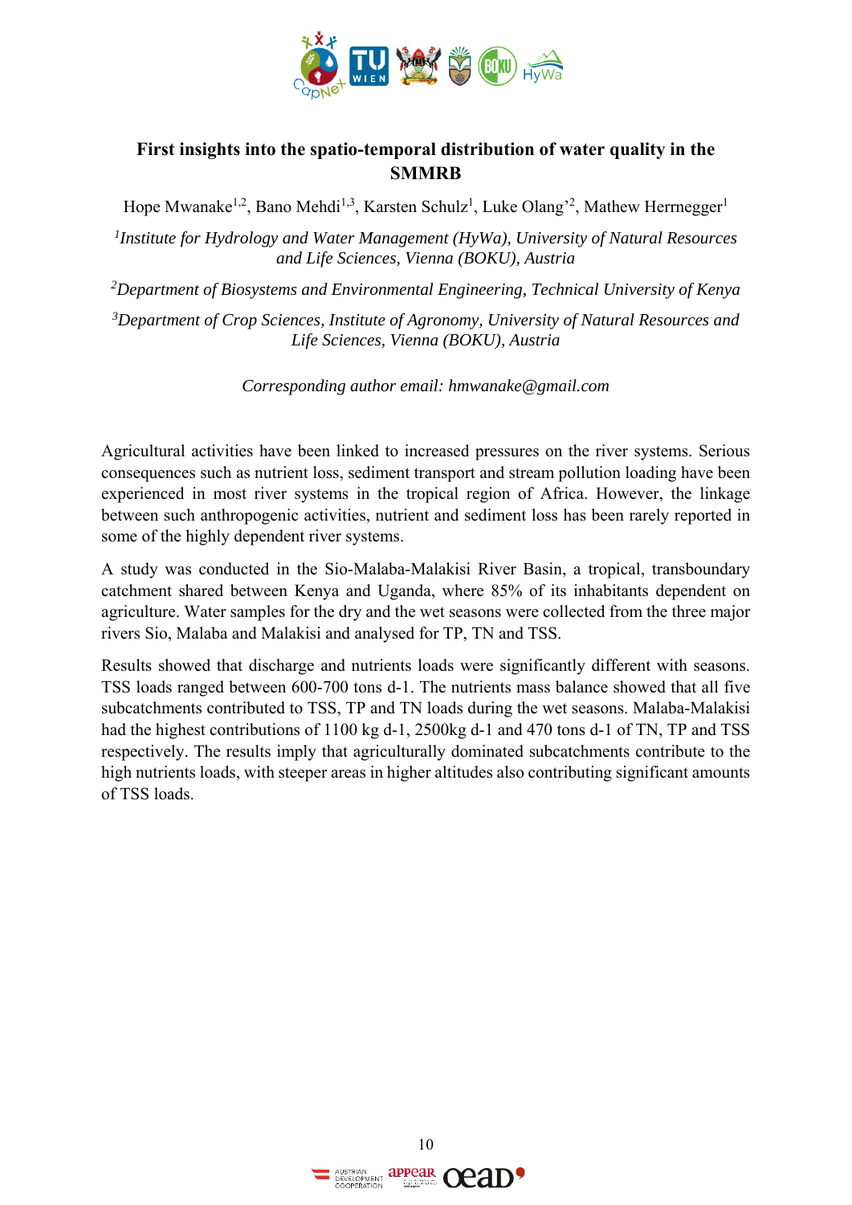## First insights into the spatio-temporal distribution of water quality in the SMMRB

Hope Mwanake[1,2], Bano Mehdi[1,3], Karsten Schulz[1], Luke Olang'[2], Mathew Herrnegger[1]

[1]*Institute for Hydrology and Water Management (HyWa), University of Natural Resources and Life Sciences, Vienna (BOKU), Austria*

[2]*Department of Biosystems and Environmental Engineering, Technical University of Kenya*

[3]*Department of Crop Sciences, Institute of Agronomy, University of Natural Resources and Life Sciences, Vienna (BOKU), Austria*

*Corresponding author email: hmwanake@gmail.com*

Agricultural activities have been linked to increased pressures on the river systems. Serious consequences such as nutrient loss, sediment transport and stream pollution loading have been experienced in most river systems in the tropical region of Africa. However, the linkage between such anthropogenic activities, nutrient and sediment loss has been rarely reported in some of the highly dependent river systems.

A study was conducted in the Sio-Malaba-Malakisi River Basin, a tropical, transboundary catchment shared between Kenya and Uganda, where 85% of its inhabitants dependent on agriculture. Water samples for the dry and the wet seasons were collected from the three major rivers Sio, Malaba and Malakisi and analysed for TP, TN and TSS.

Results showed that discharge and nutrients loads were significantly different with seasons. TSS loads ranged between 600-700 tons d-1. The nutrients mass balance showed that all five subcatchments contributed to TSS, TP and TN loads during the wet seasons. Malaba-Malakisi had the highest contributions of 1100 kg d-1, 2500kg d-1 and 470 tons d-1 of TN, TP and TSS respectively. The results imply that agriculturally dominated subcatchments contribute to the high nutrients loads, with steeper areas in higher altitudes also contributing significant amounts of TSS loads.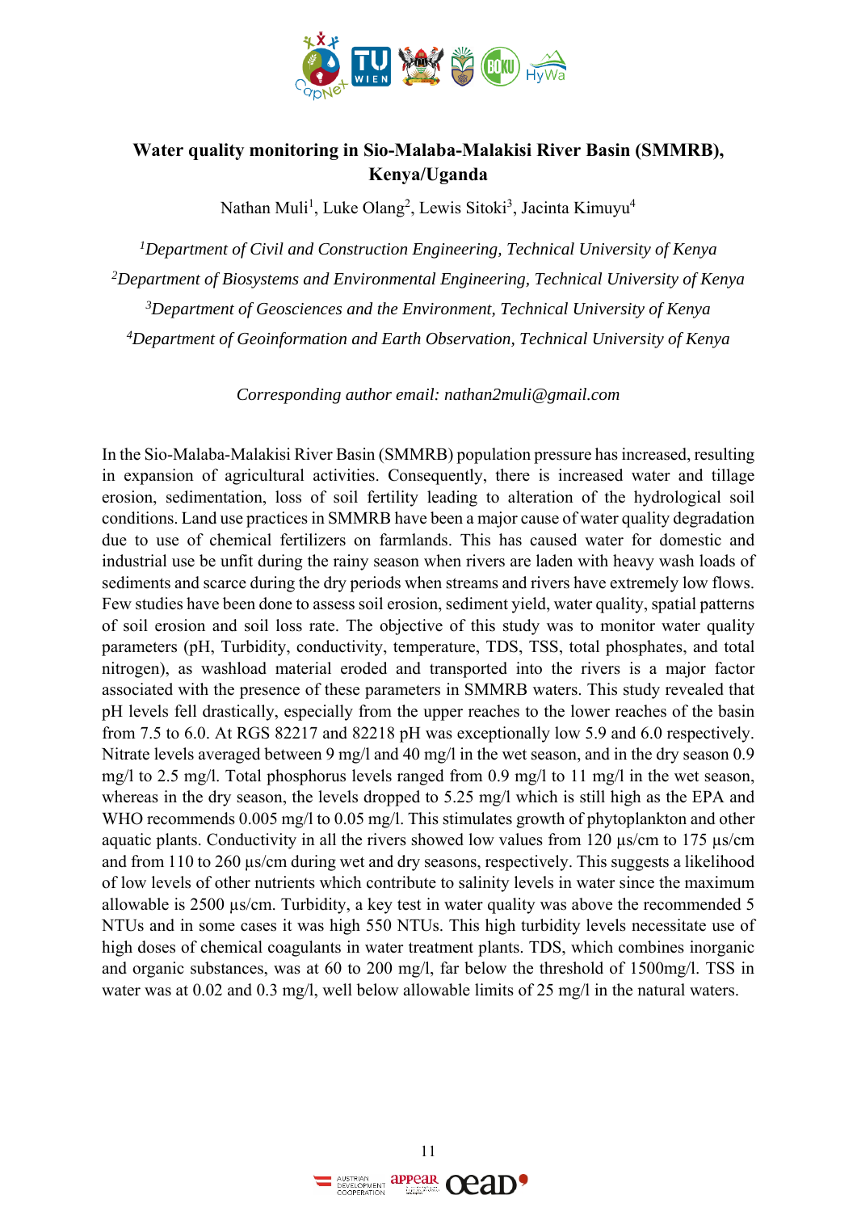# Water quality monitoring in Sio-Malaba-Malakisi River Basin (SMMRB), Kenya/Uganda

Nathan Muli[1], Luke Olang[2], Lewis Sitoki[3], Jacinta Kimuyu[4]

[1]*Department of Civil and Construction Engineering, Technical University of Kenya*

[2]*Department of Biosystems and Environmental Engineering, Technical University of Kenya*

[3]*Department of Geosciences and the Environment, Technical University of Kenya*

[4]*Department of Geoinformation and Earth Observation, Technical University of Kenya*

*Corresponding author email: nathan2muli@gmail.com*

In the Sio-Malaba-Malakisi River Basin (SMMRB) population pressure has increased, resulting in expansion of agricultural activities. Consequently, there is increased water and tillage erosion, sedimentation, loss of soil fertility leading to alteration of the hydrological soil conditions. Land use practices in SMMRB have been a major cause of water quality degradation due to use of chemical fertilizers on farmlands. This has caused water for domestic and industrial use be unfit during the rainy season when rivers are laden with heavy wash loads of sediments and scarce during the dry periods when streams and rivers have extremely low flows. Few studies have been done to assess soil erosion, sediment yield, water quality, spatial patterns of soil erosion and soil loss rate. The objective of this study was to monitor water quality parameters (pH, Turbidity, conductivity, temperature, TDS, TSS, total phosphates, and total nitrogen), as washload material eroded and transported into the rivers is a major factor associated with the presence of these parameters in SMMRB waters. This study revealed that pH levels fell drastically, especially from the upper reaches to the lower reaches of the basin from 7.5 to 6.0. At RGS 82217 and 82218 pH was exceptionally low 5.9 and 6.0 respectively. Nitrate levels averaged between 9 mg/l and 40 mg/l in the wet season, and in the dry season 0.9 mg/l to 2.5 mg/l. Total phosphorus levels ranged from 0.9 mg/l to 11 mg/l in the wet season, whereas in the dry season, the levels dropped to 5.25 mg/l which is still high as the EPA and WHO recommends 0.005 mg/l to 0.05 mg/l. This stimulates growth of phytoplankton and other aquatic plants. Conductivity in all the rivers showed low values from 120 µs/cm to 175 µs/cm and from 110 to 260 µs/cm during wet and dry seasons, respectively. This suggests a likelihood of low levels of other nutrients which contribute to salinity levels in water since the maximum allowable is 2500 µs/cm. Turbidity, a key test in water quality was above the recommended 5 NTUs and in some cases it was high 550 NTUs. This high turbidity levels necessitate use of high doses of chemical coagulants in water treatment plants. TDS, which combines inorganic and organic substances, was at 60 to 200 mg/l, far below the threshold of 1500mg/l. TSS in water was at 0.02 and 0.3 mg/l, well below allowable limits of 25 mg/l in the natural waters.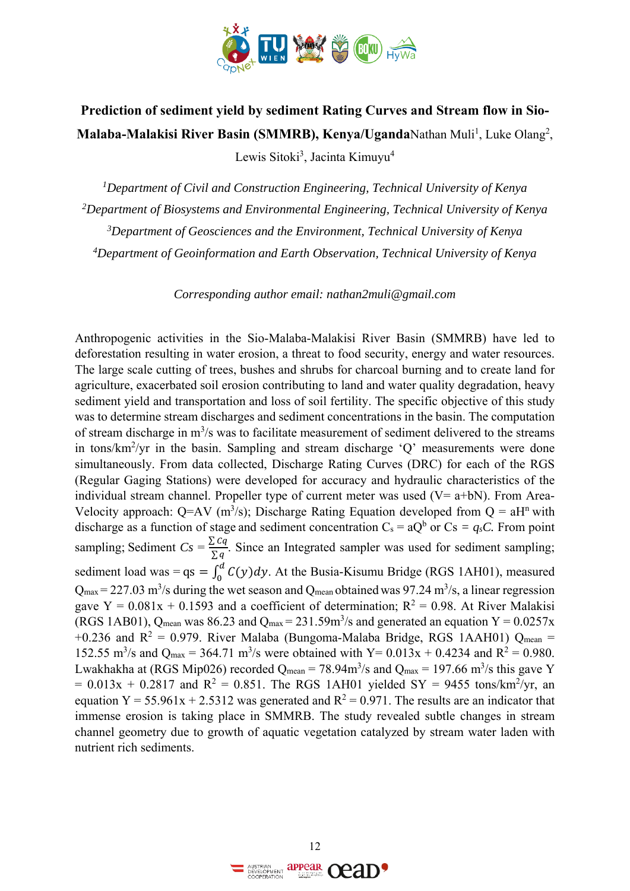# Prediction of sediment yield by sediment Rating Curves and Stream flow in Sio-Malaba-Malakisi River Basin (SMMRB), Kenya/Uganda

Nathan Muli[1], Luke Olang[2], Lewis Sitoki[3], Jacinta Kimuyu[4]

*[1]Department of Civil and Construction Engineering, Technical University of Kenya*

*[2]Department of Biosystems and Environmental Engineering, Technical University of Kenya*

*[3]Department of Geosciences and the Environment, Technical University of Kenya*

*[4]Department of Geoinformation and Earth Observation, Technical University of Kenya*

*Corresponding author email: nathan2muli@gmail.com*

Anthropogenic activities in the Sio-Malaba-Malakisi River Basin (SMMRB) have led to deforestation resulting in water erosion, a threat to food security, energy and water resources. The large scale cutting of trees, bushes and shrubs for charcoal burning and to create land for agriculture, exacerbated soil erosion contributing to land and water quality degradation, heavy sediment yield and transportation and loss of soil fertility. The specific objective of this study was to determine stream discharges and sediment concentrations in the basin. The computation of stream discharge in $m^3/s$ was to facilitate measurement of sediment delivered to the streams in $tons/km^2/yr$ in the basin. Sampling and stream discharge 'Q' measurements were done simultaneously. From data collected, Discharge Rating Curves (DRC) for each of the RGS (Regular Gaging Stations) were developed for accuracy and hydraulic characteristics of the individual stream channel. Propeller type of current meter was used ($V = a+bN$). From Area-Velocity approach: $Q=AV$ ($m^3/s$); Discharge Rating Equation developed from $Q = aH^n$ with discharge as a function of stage and sediment concentration $C_s = aQ^b$ or $Cs = q_sC$. From point sampling; Sediment $Cs = \frac{\sum cq}{\sum q}$. Since an Integrated sampler was used for sediment sampling; sediment load was $= qs = \int_0^d C(y)dy$. At the Busia-Kisumu Bridge (RGS 1AH01), measured $Q_{max} = 227.03$ $m^3/s$ during the wet season and $Q_{mean}$ obtained was 97.24 $m^3/s$, a linear regression gave $Y = 0.081x + 0.1593$ and a coefficient of determination; $R^2 = 0.98$. At River Malakisi (RGS 1AB01), $Q_{mean}$ was 86.23 and $Q_{max} = 231.59 m^3/s$ and generated an equation $Y = 0.0257x + 0.236$ and $R^2 = 0.979$. River Malaba (Bungoma-Malaba Bridge, RGS 1AAH01) $Q_{mean} = 152.55$ $m^3/s$ and $Q_{max} = 364.71$ $m^3/s$ were obtained with $Y = 0.013x + 0.4234$ and $R^2 = 0.980$. Lwakhakha at (RGS Mip026) recorded $Q_{mean} = 78.94 m^3/s$ and $Q_{max} = 197.66$ $m^3/s$ this gave $Y = 0.013x + 0.2817$ and $R^2 = 0.851$. The RGS 1AH01 yielded SY = 9455 $tons/km^2/yr$, an equation $Y = 55.961x + 2.5312$ was generated and $R^2 = 0.971$. The results are an indicator that immense erosion is taking place in SMMRB. The study revealed subtle changes in stream channel geometry due to growth of aquatic vegetation catalyzed by stream water laden with nutrient rich sediments.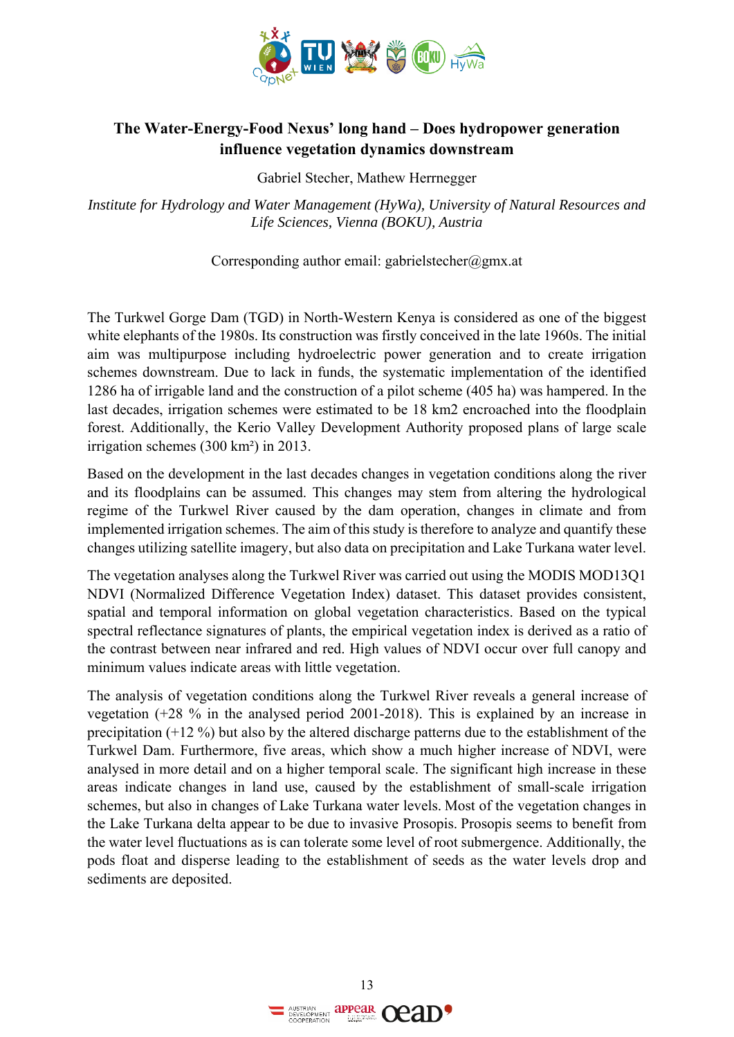## The Water-Energy-Food Nexus' long hand – Does hydropower generation influence vegetation dynamics downstream

Gabriel Stecher, Mathew Herrnegger

*Institute for Hydrology and Water Management (HyWa), University of Natural Resources and Life Sciences, Vienna (BOKU), Austria*

Corresponding author email: gabrielstecher@gmx.at

The Turkwel Gorge Dam (TGD) in North-Western Kenya is considered as one of the biggest white elephants of the 1980s. Its construction was firstly conceived in the late 1960s. The initial aim was multipurpose including hydroelectric power generation and to create irrigation schemes downstream. Due to lack in funds, the systematic implementation of the identified 1286 ha of irrigable land and the construction of a pilot scheme (405 ha) was hampered. In the last decades, irrigation schemes were estimated to be 18 km2 encroached into the floodplain forest. Additionally, the Kerio Valley Development Authority proposed plans of large scale irrigation schemes (300 km²) in 2013.

Based on the development in the last decades changes in vegetation conditions along the river and its floodplains can be assumed. This changes may stem from altering the hydrological regime of the Turkwel River caused by the dam operation, changes in climate and from implemented irrigation schemes. The aim of this study is therefore to analyze and quantify these changes utilizing satellite imagery, but also data on precipitation and Lake Turkana water level.

The vegetation analyses along the Turkwel River was carried out using the MODIS MOD13Q1 NDVI (Normalized Difference Vegetation Index) dataset. This dataset provides consistent, spatial and temporal information on global vegetation characteristics. Based on the typical spectral reflectance signatures of plants, the empirical vegetation index is derived as a ratio of the contrast between near infrared and red. High values of NDVI occur over full canopy and minimum values indicate areas with little vegetation.

The analysis of vegetation conditions along the Turkwel River reveals a general increase of vegetation (+28 % in the analysed period 2001-2018). This is explained by an increase in precipitation (+12 %) but also by the altered discharge patterns due to the establishment of the Turkwel Dam. Furthermore, five areas, which show a much higher increase of NDVI, were analysed in more detail and on a higher temporal scale. The significant high increase in these areas indicate changes in land use, caused by the establishment of small-scale irrigation schemes, but also in changes of Lake Turkana water levels. Most of the vegetation changes in the Lake Turkana delta appear to be due to invasive Prosopis. Prosopis seems to benefit from the water level fluctuations as is can tolerate some level of root submergence. Additionally, the pods float and disperse leading to the establishment of seeds as the water levels drop and sediments are deposited.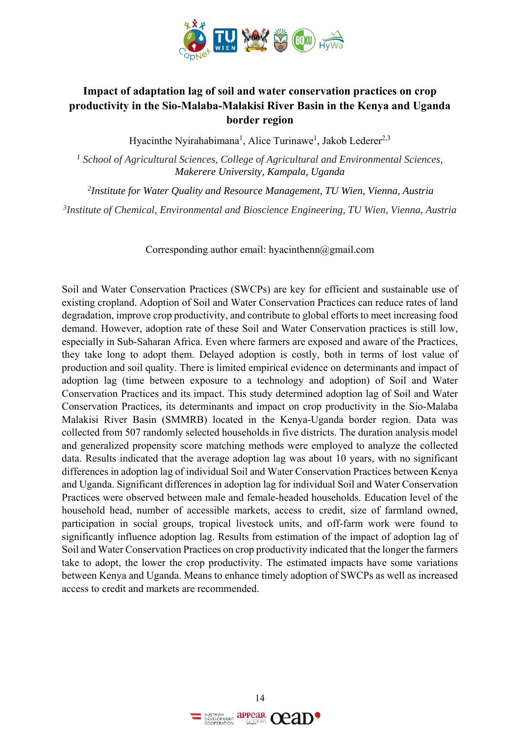# Impact of adaptation lag of soil and water conservation practices on crop productivity in the Sio-Malaba-Malakisi River Basin in the Kenya and Uganda border region

Hyacinthe Nyirahabimana[1], Alice Turinawe[1], Jakob Lederer[2,3]

[1] *School of Agricultural Sciences, College of Agricultural and Environmental Sciences, Makerere University, Kampala, Uganda*

[2] *Institute for Water Quality and Resource Management, TU Wien, Vienna, Austria*

[3] *Institute of Chemical, Environmental and Bioscience Engineering, TU Wien, Vienna, Austria*

Corresponding author email: hyacinthenn@gmail.com

Soil and Water Conservation Practices (SWCPs) are key for efficient and sustainable use of existing cropland. Adoption of Soil and Water Conservation Practices can reduce rates of land degradation, improve crop productivity, and contribute to global efforts to meet increasing food demand. However, adoption rate of these Soil and Water Conservation practices is still low, especially in Sub-Saharan Africa. Even where farmers are exposed and aware of the Practices, they take long to adopt them. Delayed adoption is costly, both in terms of lost value of production and soil quality. There is limited empirical evidence on determinants and impact of adoption lag (time between exposure to a technology and adoption) of Soil and Water Conservation Practices and its impact. This study determined adoption lag of Soil and Water Conservation Practices, its determinants and impact on crop productivity in the Sio-Malaba Malakisi River Basin (SMMRB) located in the Kenya-Uganda border region. Data was collected from 507 randomly selected households in five districts. The duration analysis model and generalized propensity score matching methods were employed to analyze the collected data. Results indicated that the average adoption lag was about 10 years, with no significant differences in adoption lag of individual Soil and Water Conservation Practices between Kenya and Uganda. Significant differences in adoption lag for individual Soil and Water Conservation Practices were observed between male and female-headed households. Education level of the household head, number of accessible markets, access to credit, size of farmland owned, participation in social groups, tropical livestock units, and off-farm work were found to significantly influence adoption lag. Results from estimation of the impact of adoption lag of Soil and Water Conservation Practices on crop productivity indicated that the longer the farmers take to adopt, the lower the crop productivity. The estimated impacts have some variations between Kenya and Uganda. Means to enhance timely adoption of SWCPs as well as increased access to credit and markets are recommended.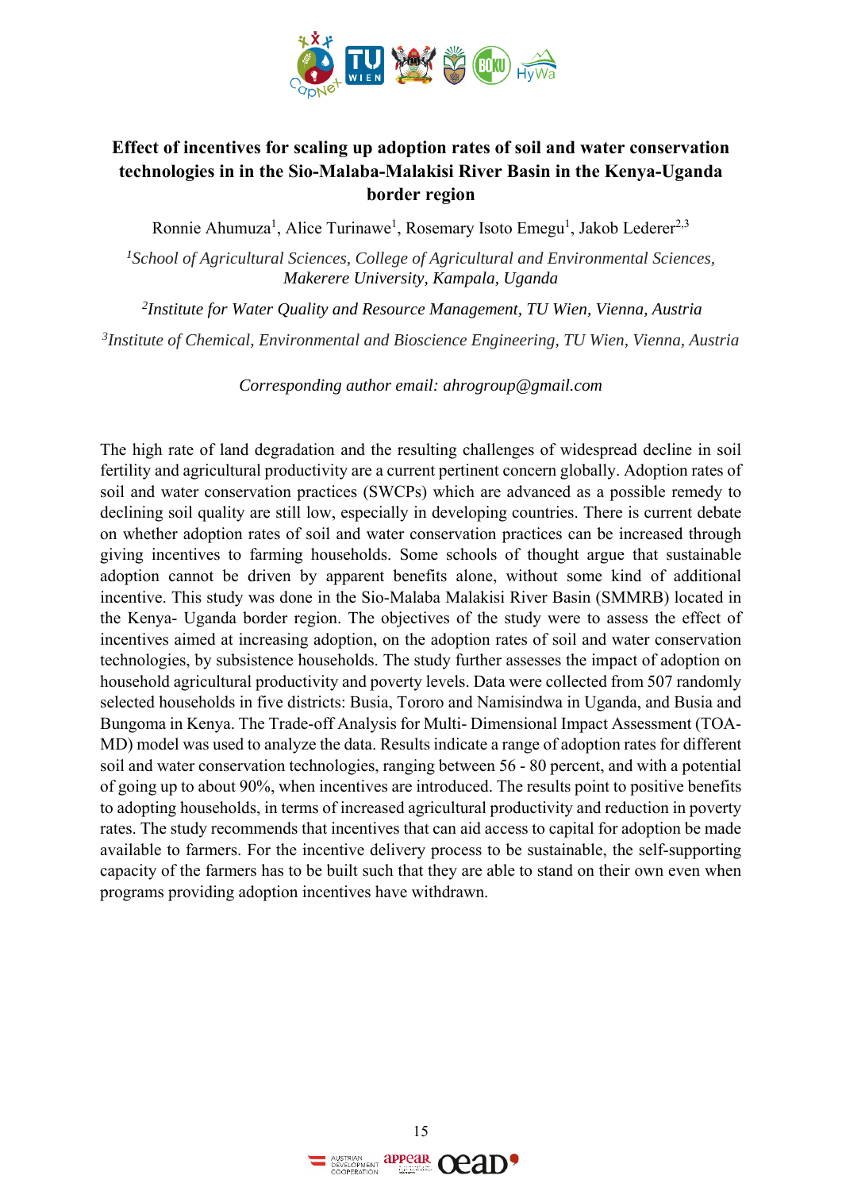# Effect of incentives for scaling up adoption rates of soil and water conservation technologies in in the Sio-Malaba-Malakisi River Basin in the Kenya-Uganda border region

Ronnie Ahumuza[1], Alice Turinawe[1], Rosemary Isoto Emegu[1], Jakob Lederer[2,3]

[1]*School of Agricultural Sciences, College of Agricultural and Environmental Sciences, Makerere University, Kampala, Uganda*

[2]*Institute for Water Quality and Resource Management, TU Wien, Vienna, Austria*

[3]*Institute of Chemical, Environmental and Bioscience Engineering, TU Wien, Vienna, Austria*

*Corresponding author email: ahrogroup@gmail.com*

The high rate of land degradation and the resulting challenges of widespread decline in soil fertility and agricultural productivity are a current pertinent concern globally. Adoption rates of soil and water conservation practices (SWCPs) which are advanced as a possible remedy to declining soil quality are still low, especially in developing countries. There is current debate on whether adoption rates of soil and water conservation practices can be increased through giving incentives to farming households. Some schools of thought argue that sustainable adoption cannot be driven by apparent benefits alone, without some kind of additional incentive. This study was done in the Sio-Malaba Malakisi River Basin (SMMRB) located in the Kenya- Uganda border region. The objectives of the study were to assess the effect of incentives aimed at increasing adoption, on the adoption rates of soil and water conservation technologies, by subsistence households. The study further assesses the impact of adoption on household agricultural productivity and poverty levels. Data were collected from 507 randomly selected households in five districts: Busia, Tororo and Namisindwa in Uganda, and Busia and Bungoma in Kenya. The Trade-off Analysis for Multi- Dimensional Impact Assessment (TOA-MD) model was used to analyze the data. Results indicate a range of adoption rates for different soil and water conservation technologies, ranging between 56 - 80 percent, and with a potential of going up to about 90%, when incentives are introduced. The results point to positive benefits to adopting households, in terms of increased agricultural productivity and reduction in poverty rates. The study recommends that incentives that can aid access to capital for adoption be made available to farmers. For the incentive delivery process to be sustainable, the self-supporting capacity of the farmers has to be built such that they are able to stand on their own even when programs providing adoption incentives have withdrawn.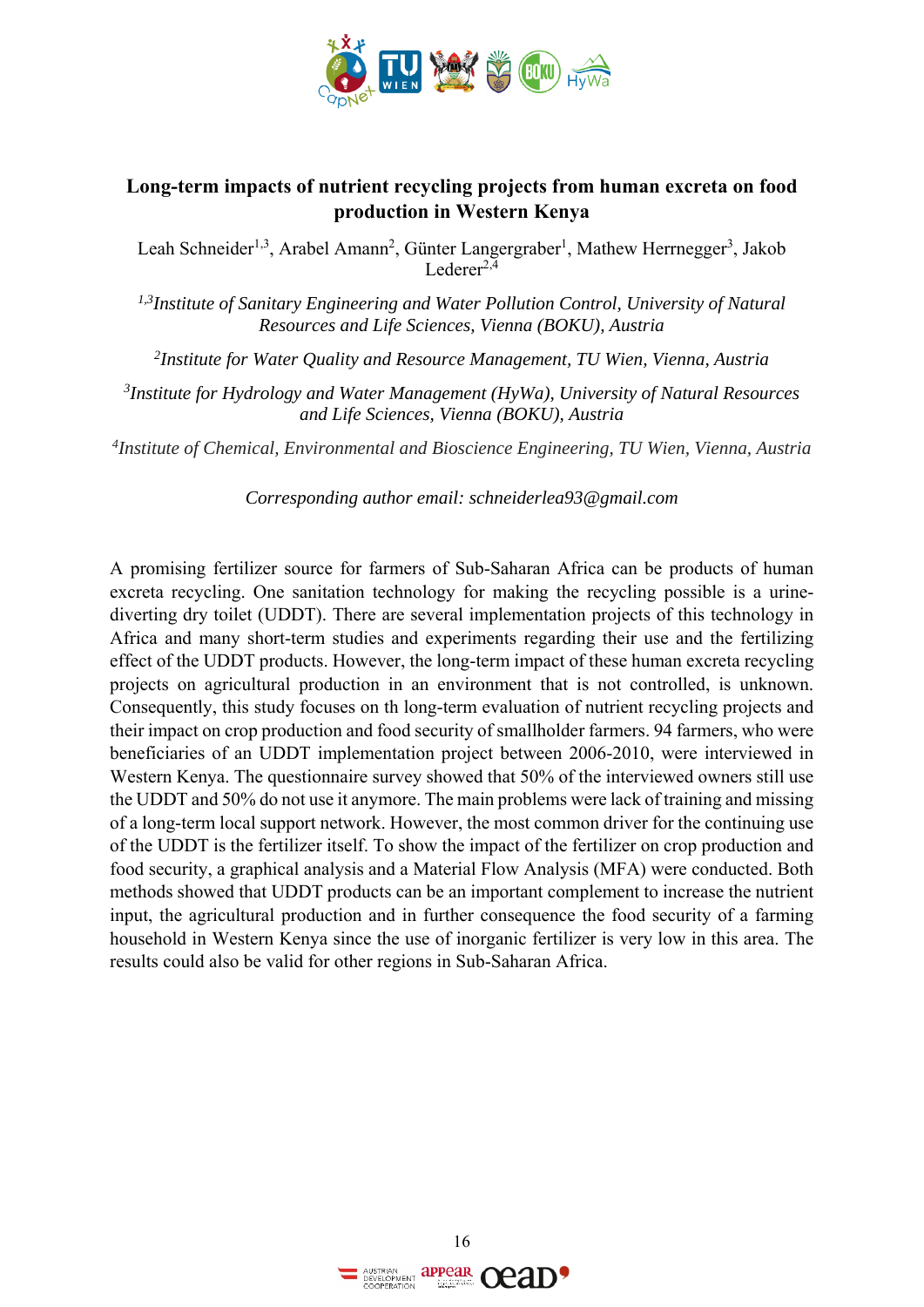## Long-term impacts of nutrient recycling projects from human excreta on food production in Western Kenya

Leah Schneider[1,3], Arabel Amann[2], Günter Langergraber[1], Mathew Herrnegger[3], Jakob Lederer[2,4]

*[1,3]Institute of Sanitary Engineering and Water Pollution Control, University of Natural Resources and Life Sciences, Vienna (BOKU), Austria*

*[2]Institute for Water Quality and Resource Management, TU Wien, Vienna, Austria*

*[3]Institute for Hydrology and Water Management (HyWa), University of Natural Resources and Life Sciences, Vienna (BOKU), Austria*

*[4]Institute of Chemical, Environmental and Bioscience Engineering, TU Wien, Vienna, Austria*

*Corresponding author email: schneiderlea93@gmail.com*

A promising fertilizer source for farmers of Sub-Saharan Africa can be products of human excreta recycling. One sanitation technology for making the recycling possible is a urine-diverting dry toilet (UDDT). There are several implementation projects of this technology in Africa and many short-term studies and experiments regarding their use and the fertilizing effect of the UDDT products. However, the long-term impact of these human excreta recycling projects on agricultural production in an environment that is not controlled, is unknown. Consequently, this study focuses on th long-term evaluation of nutrient recycling projects and their impact on crop production and food security of smallholder farmers. 94 farmers, who were beneficiaries of an UDDT implementation project between 2006-2010, were interviewed in Western Kenya. The questionnaire survey showed that 50% of the interviewed owners still use the UDDT and 50% do not use it anymore. The main problems were lack of training and missing of a long-term local support network. However, the most common driver for the continuing use of the UDDT is the fertilizer itself. To show the impact of the fertilizer on crop production and food security, a graphical analysis and a Material Flow Analysis (MFA) were conducted. Both methods showed that UDDT products can be an important complement to increase the nutrient input, the agricultural production and in further consequence the food security of a farming household in Western Kenya since the use of inorganic fertilizer is very low in this area. The results could also be valid for other regions in Sub-Saharan Africa.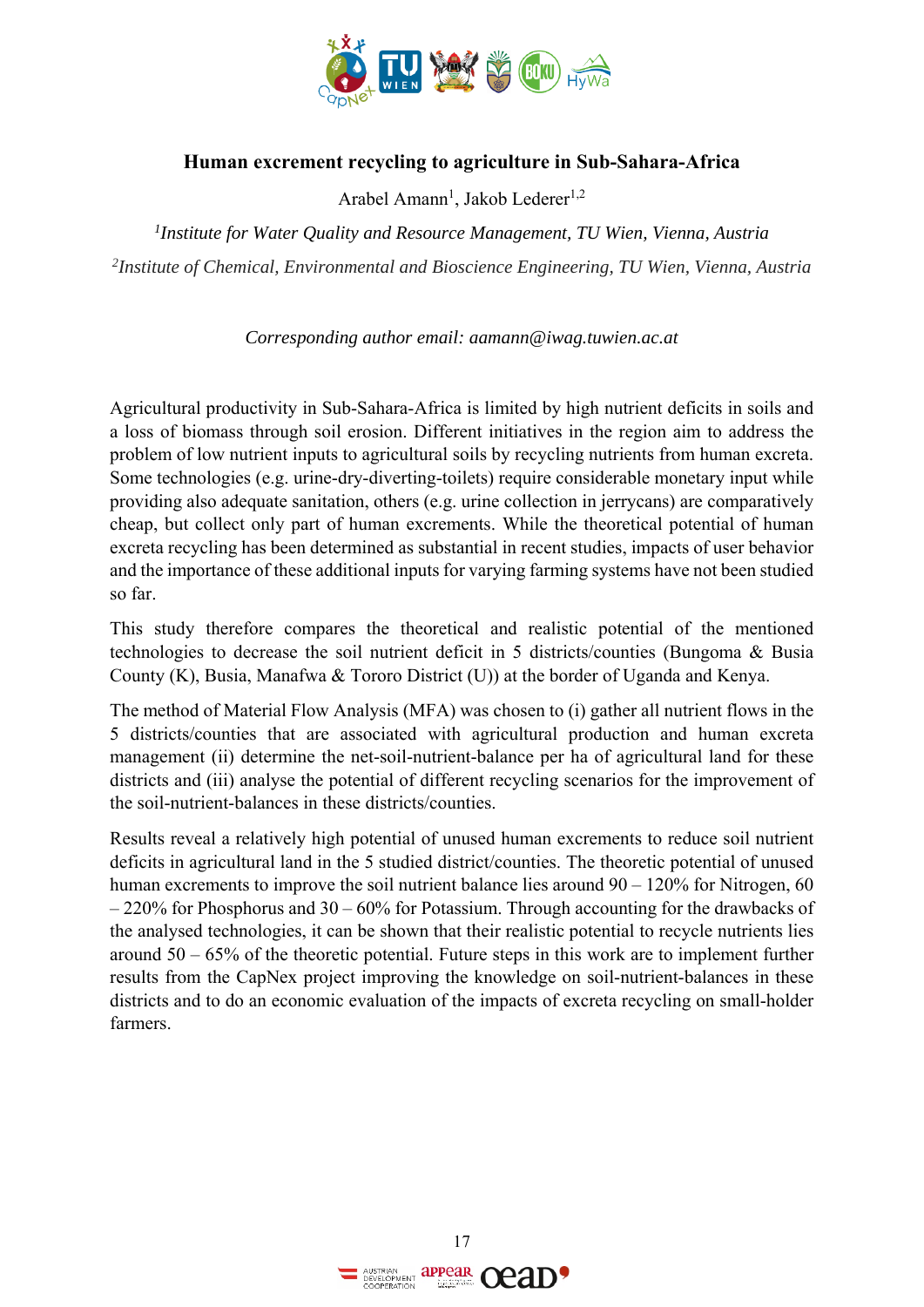## Human excrement recycling to agriculture in Sub-Sahara-Africa

Arabel Amann[1], Jakob Lederer[1,2]

[1]*Institute for Water Quality and Resource Management, TU Wien, Vienna, Austria*

[2]*Institute of Chemical, Environmental and Bioscience Engineering, TU Wien, Vienna, Austria*

*Corresponding author email: aamann@iwag.tuwien.ac.at*

Agricultural productivity in Sub-Sahara-Africa is limited by high nutrient deficits in soils and a loss of biomass through soil erosion. Different initiatives in the region aim to address the problem of low nutrient inputs to agricultural soils by recycling nutrients from human excreta. Some technologies (e.g. urine-dry-diverting-toilets) require considerable monetary input while providing also adequate sanitation, others (e.g. urine collection in jerrycans) are comparatively cheap, but collect only part of human excrements. While the theoretical potential of human excreta recycling has been determined as substantial in recent studies, impacts of user behavior and the importance of these additional inputs for varying farming systems have not been studied so far.

This study therefore compares the theoretical and realistic potential of the mentioned technologies to decrease the soil nutrient deficit in 5 districts/counties (Bungoma & Busia County (K), Busia, Manafwa & Tororo District (U)) at the border of Uganda and Kenya.

The method of Material Flow Analysis (MFA) was chosen to (i) gather all nutrient flows in the 5 districts/counties that are associated with agricultural production and human excreta management (ii) determine the net-soil-nutrient-balance per ha of agricultural land for these districts and (iii) analyse the potential of different recycling scenarios for the improvement of the soil-nutrient-balances in these districts/counties.

Results reveal a relatively high potential of unused human excrements to reduce soil nutrient deficits in agricultural land in the 5 studied district/counties. The theoretic potential of unused human excrements to improve the soil nutrient balance lies around 90 – 120% for Nitrogen, 60 – 220% for Phosphorus and 30 – 60% for Potassium. Through accounting for the drawbacks of the analysed technologies, it can be shown that their realistic potential to recycle nutrients lies around 50 – 65% of the theoretic potential. Future steps in this work are to implement further results from the CapNex project improving the knowledge on soil-nutrient-balances in these districts and to do an economic evaluation of the impacts of excreta recycling on small-holder farmers.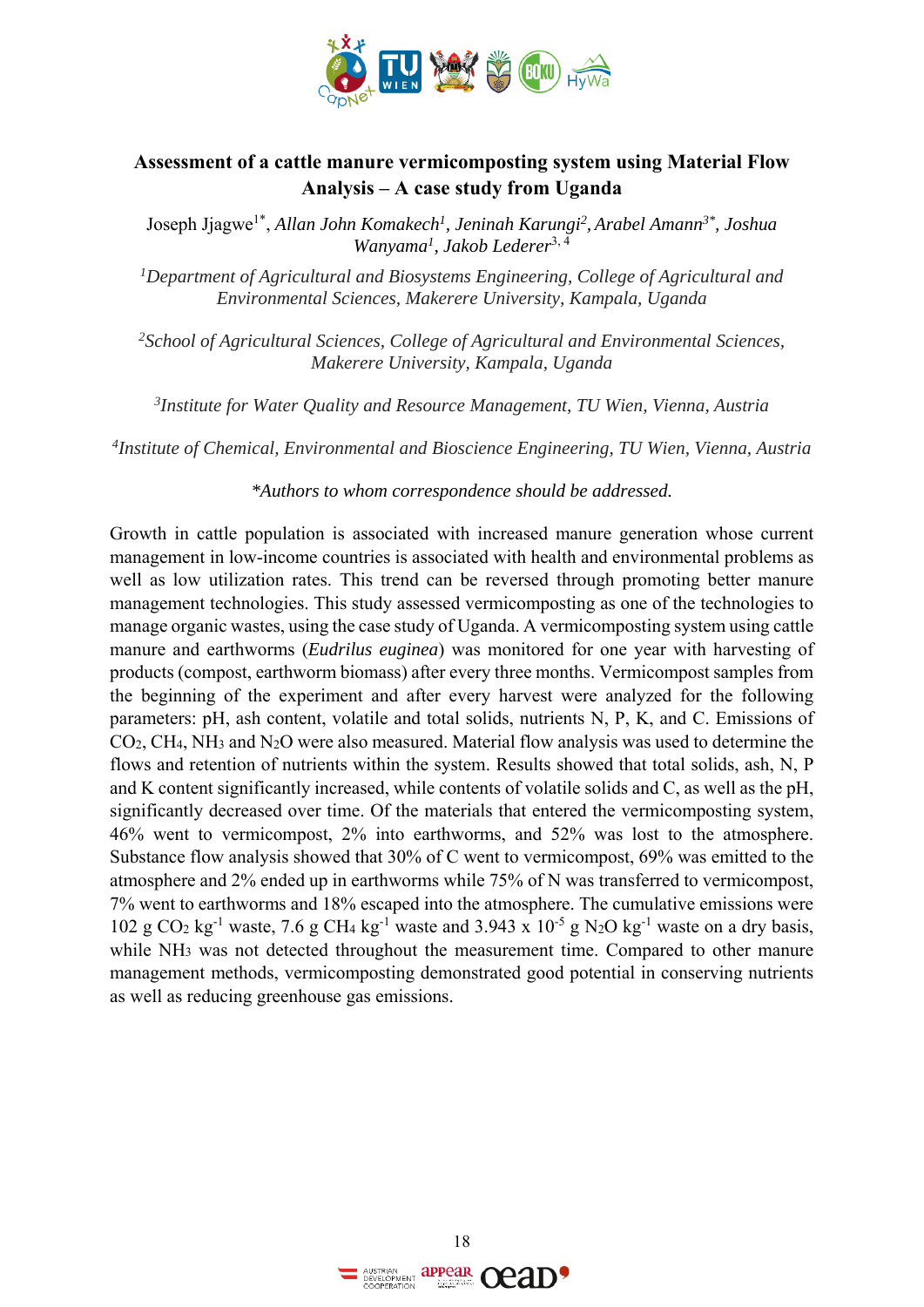## Assessment of a cattle manure vermicomposting system using Material Flow Analysis – A case study from Uganda

Joseph Jjagwe[1*], *Allan John Komakech[1], Jeninah Karungi[2], Arabel Amann[3*], Joshua Wanyama[1], Jakob Lederer[3, 4]*

[1]*Department of Agricultural and Biosystems Engineering, College of Agricultural and Environmental Sciences, Makerere University, Kampala, Uganda*

[2]*School of Agricultural Sciences, College of Agricultural and Environmental Sciences, Makerere University, Kampala, Uganda*

[3]*Institute for Water Quality and Resource Management, TU Wien, Vienna, Austria*

[4]*Institute of Chemical, Environmental and Bioscience Engineering, TU Wien, Vienna, Austria*

*\*Authors to whom correspondence should be addressed.*

Growth in cattle population is associated with increased manure generation whose current management in low-income countries is associated with health and environmental problems as well as low utilization rates. This trend can be reversed through promoting better manure management technologies. This study assessed vermicomposting as one of the technologies to manage organic wastes, using the case study of Uganda. A vermicomposting system using cattle manure and earthworms (*Eudrilus euginea*) was monitored for one year with harvesting of products (compost, earthworm biomass) after every three months. Vermicompost samples from the beginning of the experiment and after every harvest were analyzed for the following parameters: pH, ash content, volatile and total solids, nutrients N, P, K, and C. Emissions of $CO_2$, $CH_4$, $NH_3$ and $N_2O$ were also measured. Material flow analysis was used to determine the flows and retention of nutrients within the system. Results showed that total solids, ash, N, P and K content significantly increased, while contents of volatile solids and C, as well as the pH, significantly decreased over time. Of the materials that entered the vermicomposting system, 46% went to vermicompost, 2% into earthworms, and 52% was lost to the atmosphere. Substance flow analysis showed that 30% of C went to vermicompost, 69% was emitted to the atmosphere and 2% ended up in earthworms while 75% of N was transferred to vermicompost, 7% went to earthworms and 18% escaped into the atmosphere. The cumulative emissions were 102 g $CO_2$ $kg^{-1}$ waste, 7.6 g $CH_4$ $kg^{-1}$ waste and $3.943 \times 10^{-5}$ g $N_2O$ $kg^{-1}$ waste on a dry basis, while $NH_3$ was not detected throughout the measurement time. Compared to other manure management methods, vermicomposting demonstrated good potential in conserving nutrients as well as reducing greenhouse gas emissions.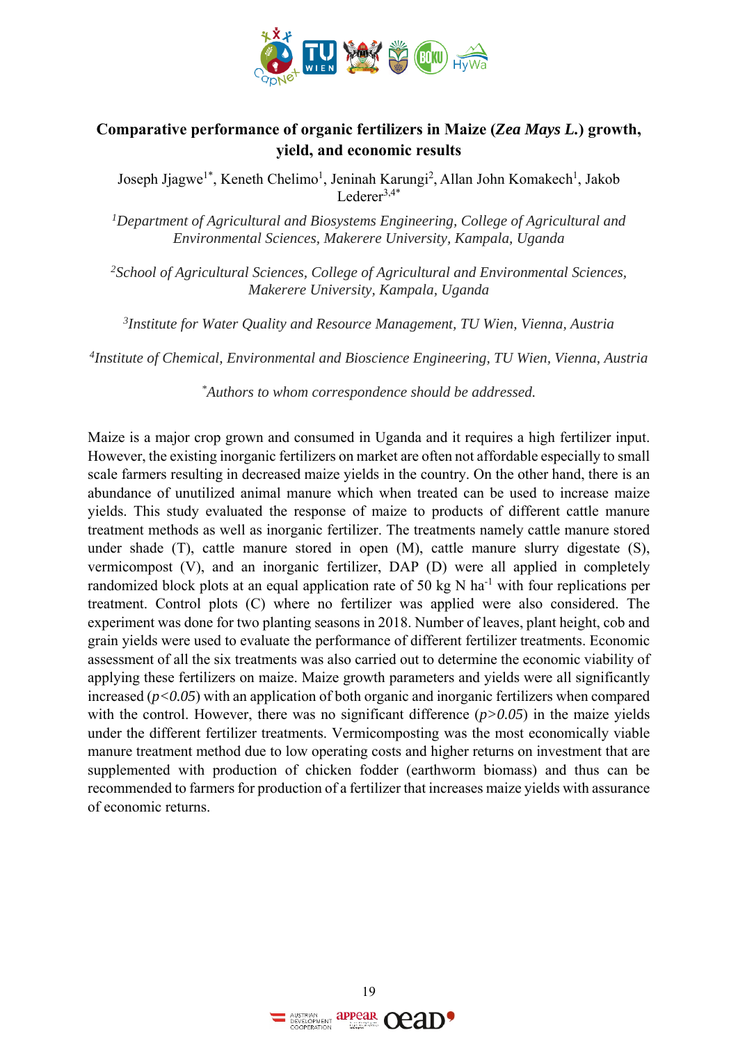# Comparative performance of organic fertilizers in Maize (*Zea Mays L.*) growth, yield, and economic results

Joseph Jjagwe[1*], Keneth Chelimo[1], Jeninah Karungi[2], Allan John Komakech[1], Jakob Lederer[3,4*]

[1]*Department of Agricultural and Biosystems Engineering, College of Agricultural and Environmental Sciences, Makerere University, Kampala, Uganda*

[2]*School of Agricultural Sciences, College of Agricultural and Environmental Sciences, Makerere University, Kampala, Uganda*

[3]*Institute for Water Quality and Resource Management, TU Wien, Vienna, Austria*

[4]*Institute of Chemical, Environmental and Bioscience Engineering, TU Wien, Vienna, Austria*

[*]*Authors to whom correspondence should be addressed.*

Maize is a major crop grown and consumed in Uganda and it requires a high fertilizer input. However, the existing inorganic fertilizers on market are often not affordable especially to small scale farmers resulting in decreased maize yields in the country. On the other hand, there is an abundance of unutilized animal manure which when treated can be used to increase maize yields. This study evaluated the response of maize to products of different cattle manure treatment methods as well as inorganic fertilizer. The treatments namely cattle manure stored under shade (T), cattle manure stored in open (M), cattle manure slurry digestate (S), vermicompost (V), and an inorganic fertilizer, DAP (D) were all applied in completely randomized block plots at an equal application rate of 50 kg N $ha^{-1}$ with four replications per treatment. Control plots (C) where no fertilizer was applied were also considered. The experiment was done for two planting seasons in 2018. Number of leaves, plant height, cob and grain yields were used to evaluate the performance of different fertilizer treatments. Economic assessment of all the six treatments was also carried out to determine the economic viability of applying these fertilizers on maize. Maize growth parameters and yields were all significantly increased ($p<0.05$) with an application of both organic and inorganic fertilizers when compared with the control. However, there was no significant difference ($p>0.05$) in the maize yields under the different fertilizer treatments. Vermicomposting was the most economically viable manure treatment method due to low operating costs and higher returns on investment that are supplemented with production of chicken fodder (earthworm biomass) and thus can be recommended to farmers for production of a fertilizer that increases maize yields with assurance of economic returns.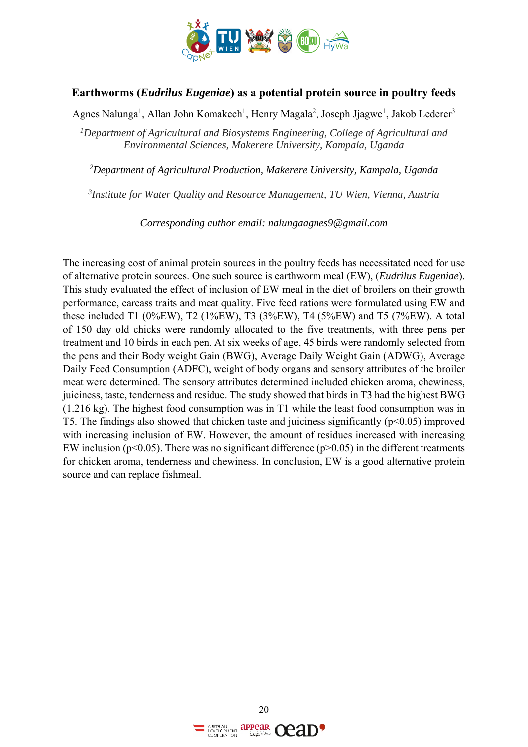## Earthworms (*Eudrilus Eugeniae*) as a potential protein source in poultry feeds

Agnes Nalunga[1], Allan John Komakech[1], Henry Magala[2], Joseph Jjagwe[1], Jakob Lederer[3]

[1]*Department of Agricultural and Biosystems Engineering, College of Agricultural and Environmental Sciences, Makerere University, Kampala, Uganda*

[2]*Department of Agricultural Production, Makerere University, Kampala, Uganda*

[3]*Institute for Water Quality and Resource Management, TU Wien, Vienna, Austria*

*Corresponding author email: nalungaagnes9@gmail.com*

The increasing cost of animal protein sources in the poultry feeds has necessitated need for use of alternative protein sources. One such source is earthworm meal (EW), (*Eudrilus Eugeniae*). This study evaluated the effect of inclusion of EW meal in the diet of broilers on their growth performance, carcass traits and meat quality. Five feed rations were formulated using EW and these included T1 (0%EW), T2 (1%EW), T3 (3%EW), T4 (5%EW) and T5 (7%EW). A total of 150 day old chicks were randomly allocated to the five treatments, with three pens per treatment and 10 birds in each pen. At six weeks of age, 45 birds were randomly selected from the pens and their Body weight Gain (BWG), Average Daily Weight Gain (ADWG), Average Daily Feed Consumption (ADFC), weight of body organs and sensory attributes of the broiler meat were determined. The sensory attributes determined included chicken aroma, chewiness, juiciness, taste, tenderness and residue. The study showed that birds in T3 had the highest BWG (1.216 kg). The highest food consumption was in T1 while the least food consumption was in T5. The findings also showed that chicken taste and juiciness significantly ($p<0.05$) improved with increasing inclusion of EW. However, the amount of residues increased with increasing EW inclusion ($p<0.05$). There was no significant difference ($p>0.05$) in the different treatments for chicken aroma, tenderness and chewiness. In conclusion, EW is a good alternative protein source and can replace fishmeal.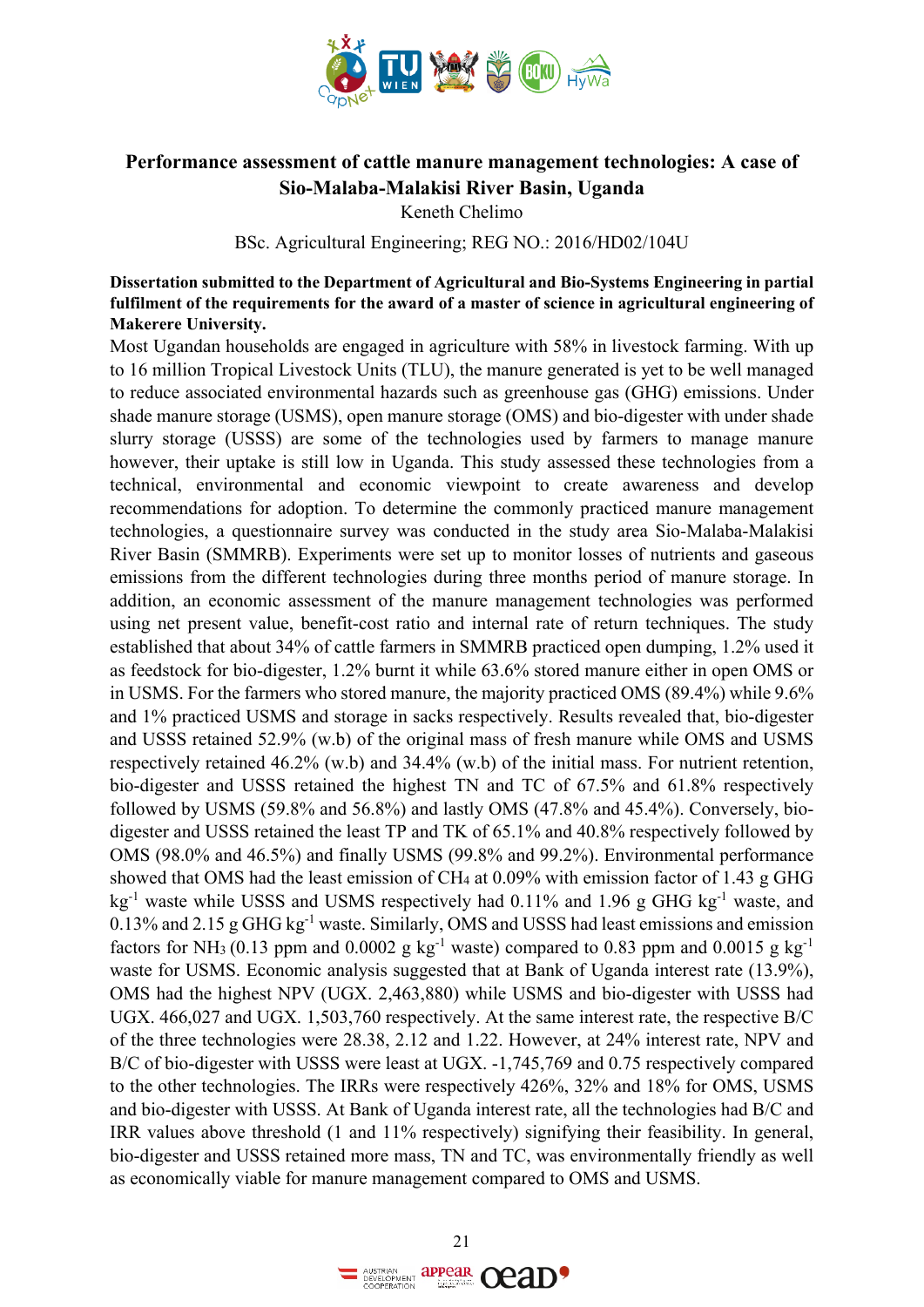# Performance assessment of cattle manure management technologies: A case of Sio-Malaba-Malakisi River Basin, Uganda

Keneth Chelimo

BSc. Agricultural Engineering; REG NO.: 2016/HD02/104U

**Dissertation submitted to the Department of Agricultural and Bio-Systems Engineering in partial fulfilment of the requirements for the award of a master of science in agricultural engineering of Makerere University.**

Most Ugandan households are engaged in agriculture with 58% in livestock farming. With up to 16 million Tropical Livestock Units (TLU), the manure generated is yet to be well managed to reduce associated environmental hazards such as greenhouse gas (GHG) emissions. Under shade manure storage (USMS), open manure storage (OMS) and bio-digester with under shade slurry storage (USSS) are some of the technologies used by farmers to manage manure however, their uptake is still low in Uganda. This study assessed these technologies from a technical, environmental and economic viewpoint to create awareness and develop recommendations for adoption. To determine the commonly practiced manure management technologies, a questionnaire survey was conducted in the study area Sio-Malaba-Malakisi River Basin (SMMRB). Experiments were set up to monitor losses of nutrients and gaseous emissions from the different technologies during three months period of manure storage. In addition, an economic assessment of the manure management technologies was performed using net present value, benefit-cost ratio and internal rate of return techniques. The study established that about 34% of cattle farmers in SMMRB practiced open dumping, 1.2% used it as feedstock for bio-digester, 1.2% burnt it while 63.6% stored manure either in open OMS or in USMS. For the farmers who stored manure, the majority practiced OMS (89.4%) while 9.6% and 1% practiced USMS and storage in sacks respectively. Results revealed that, bio-digester and USSS retained 52.9% (w.b) of the original mass of fresh manure while OMS and USMS respectively retained 46.2% (w.b) and 34.4% (w.b) of the initial mass. For nutrient retention, bio-digester and USSS retained the highest TN and TC of 67.5% and 61.8% respectively followed by USMS (59.8% and 56.8%) and lastly OMS (47.8% and 45.4%). Conversely, bio-digester and USSS retained the least TP and TK of 65.1% and 40.8% respectively followed by OMS (98.0% and 46.5%) and finally USMS (99.8% and 99.2%). Environmental performance showed that OMS had the least emission of $CH_4$ at 0.09% with emission factor of 1.43 g GHG $kg^{-1}$ waste while USSS and USMS respectively had 0.11% and 1.96 g GHG $kg^{-1}$ waste, and 0.13% and 2.15 g GHG $kg^{-1}$ waste. Similarly, OMS and USSS had least emissions and emission factors for $NH_3$ (0.13 ppm and 0.0002 g $kg^{-1}$ waste) compared to 0.83 ppm and 0.0015 g $kg^{-1}$ waste for USMS. Economic analysis suggested that at Bank of Uganda interest rate (13.9%), OMS had the highest NPV (UGX. 2,463,880) while USMS and bio-digester with USSS had UGX. 466,027 and UGX. 1,503,760 respectively. At the same interest rate, the respective B/C of the three technologies were 28.38, 2.12 and 1.22. However, at 24% interest rate, NPV and B/C of bio-digester with USSS were least at UGX. -1,745,769 and 0.75 respectively compared to the other technologies. The IRRs were respectively 426%, 32% and 18% for OMS, USMS and bio-digester with USSS. At Bank of Uganda interest rate, all the technologies had B/C and IRR values above threshold (1 and 11% respectively) signifying their feasibility. In general, bio-digester and USSS retained more mass, TN and TC, was environmentally friendly as well as economically viable for manure management compared to OMS and USMS.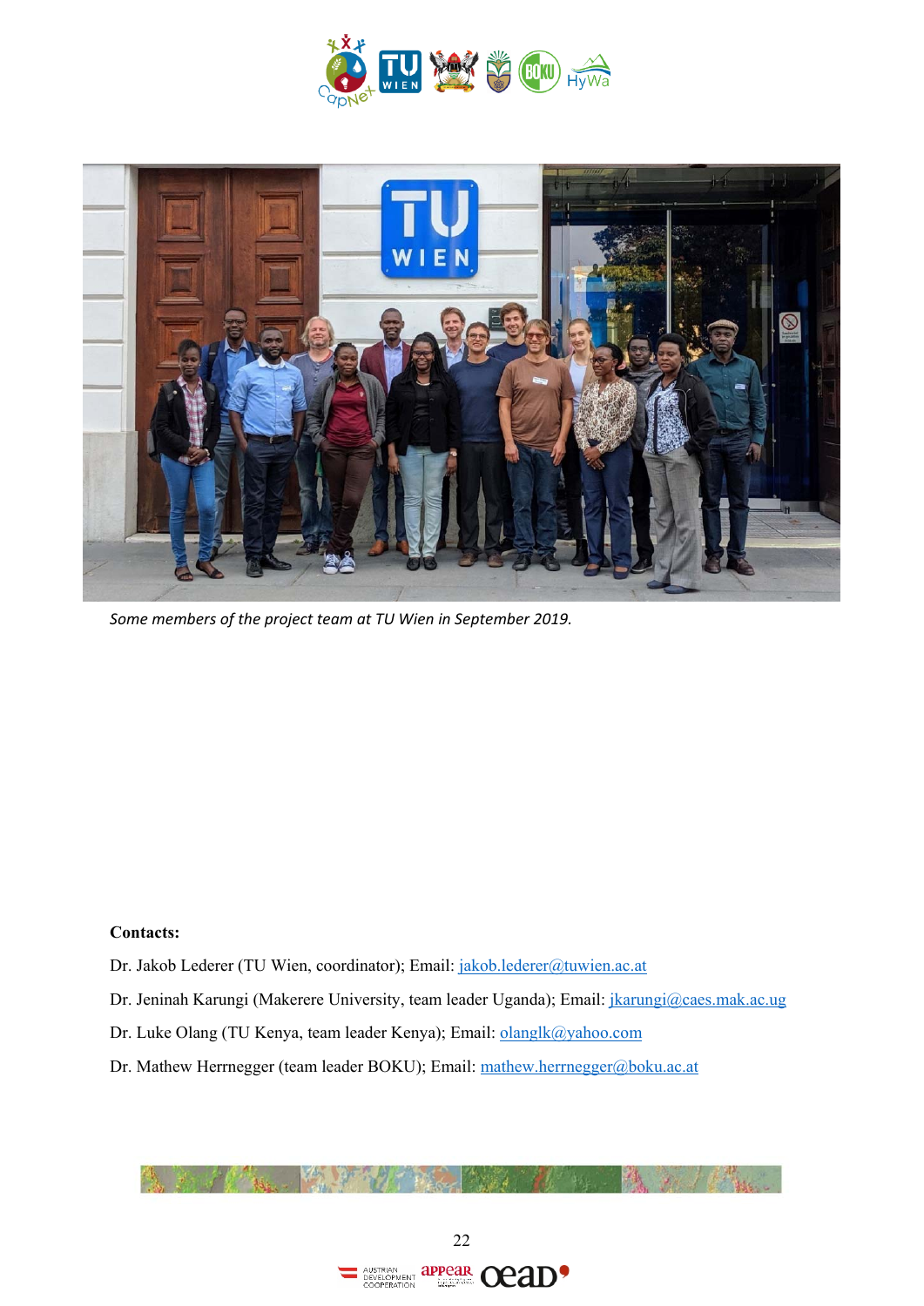*Some members of the project team at TU Wien in September 2019.*

**Contacts:**

Dr. Jakob Lederer (TU Wien, coordinator); Email: jakob.lederer@tuwien.ac.at

Dr. Jeninah Karungi (Makerere University, team leader Uganda); Email: jkarungi@caes.mak.ac.ug

Dr. Luke Olang (TU Kenya, team leader Kenya); Email: olanglk@yahoo.com

Dr. Mathew Herrnegger (team leader BOKU); Email: mathew.herrnegger@boku.ac.at